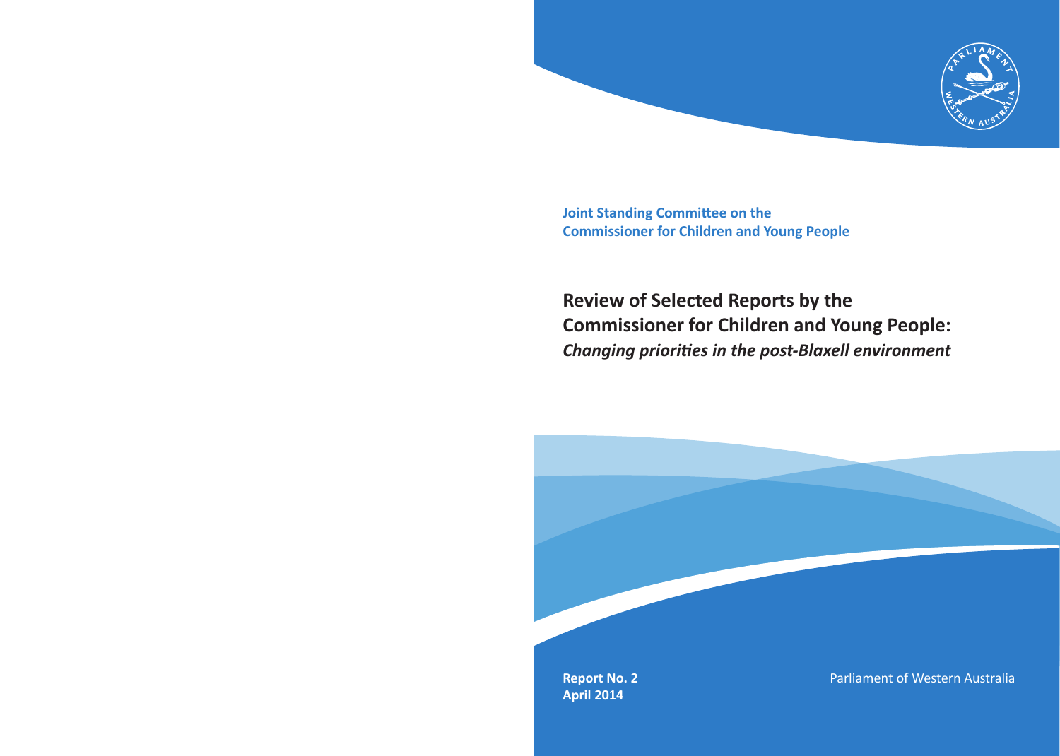Joint Standing Committee on the
Commissioner for Children and Young People

# Review of Selected Reports by the Commissioner for Children and Young People: *Changing priorities in the post-Blaxell environment*

**Report No. 2**
**April 2014**

Parliament of Western Australia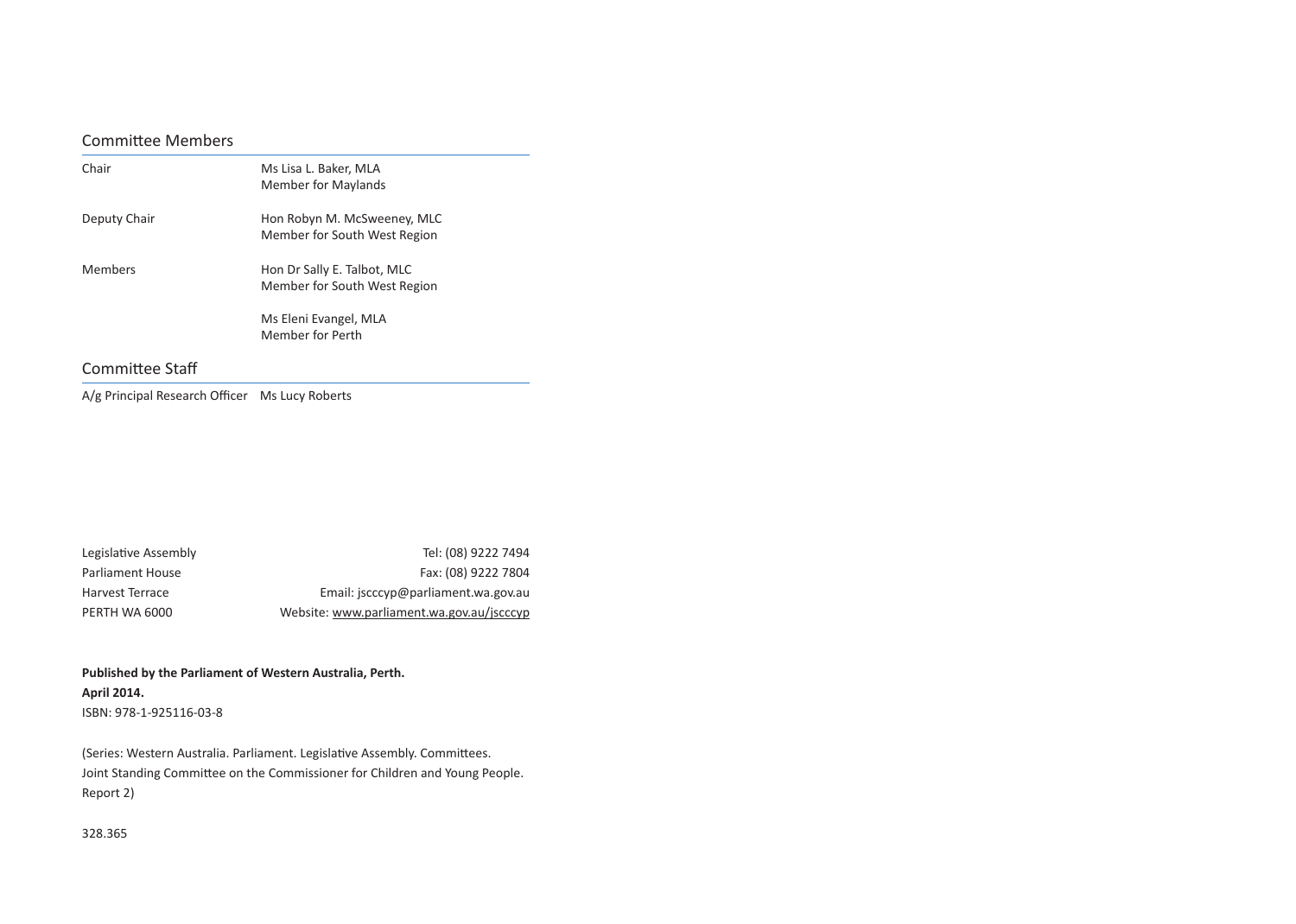## Committee Members

| | |
|---|---|
| Chair | Ms Lisa L. Baker, MLA<br>Member for Maylands |
| Deputy Chair | Hon Robyn M. McSweeney, MLC<br>Member for South West Region |
| Members | Hon Dr Sally E. Talbot, MLC<br>Member for South West Region |
| | Ms Eleni Evangel, MLA<br>Member for Perth |

## Committee Staff

| | |
|---|---|
| A/g Principal Research Officer | Ms Lucy Roberts |

| | |
|---|---|
| Legislative Assembly | Tel: (08) 9222 7494 |
| Parliament House | Fax: (08) 9222 7804 |
| Harvest Terrace | Email: jscccyp@parliament.wa.gov.au |
| PERTH WA 6000 | Website: www.parliament.wa.gov.au/jscccyp |

**Published by the Parliament of Western Australia, Perth.**
**April 2014.**
ISBN: 978-1-925116-03-8

(Series: Western Australia. Parliament. Legislative Assembly. Committees.
Joint Standing Committee on the Commissioner for Children and Young People.
Report 2)

328.365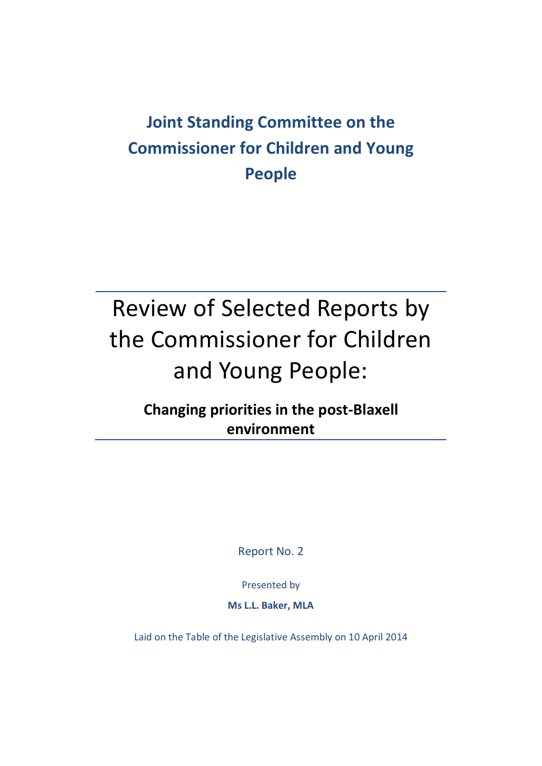# Joint Standing Committee on the Commissioner for Children and Young People

# Review of Selected Reports by the Commissioner for Children and Young People:

**Changing priorities in the post-Blaxell environment**

Report No. 2

Presented by

**Ms L.L. Baker, MLA**

Laid on the Table of the Legislative Assembly on 10 April 2014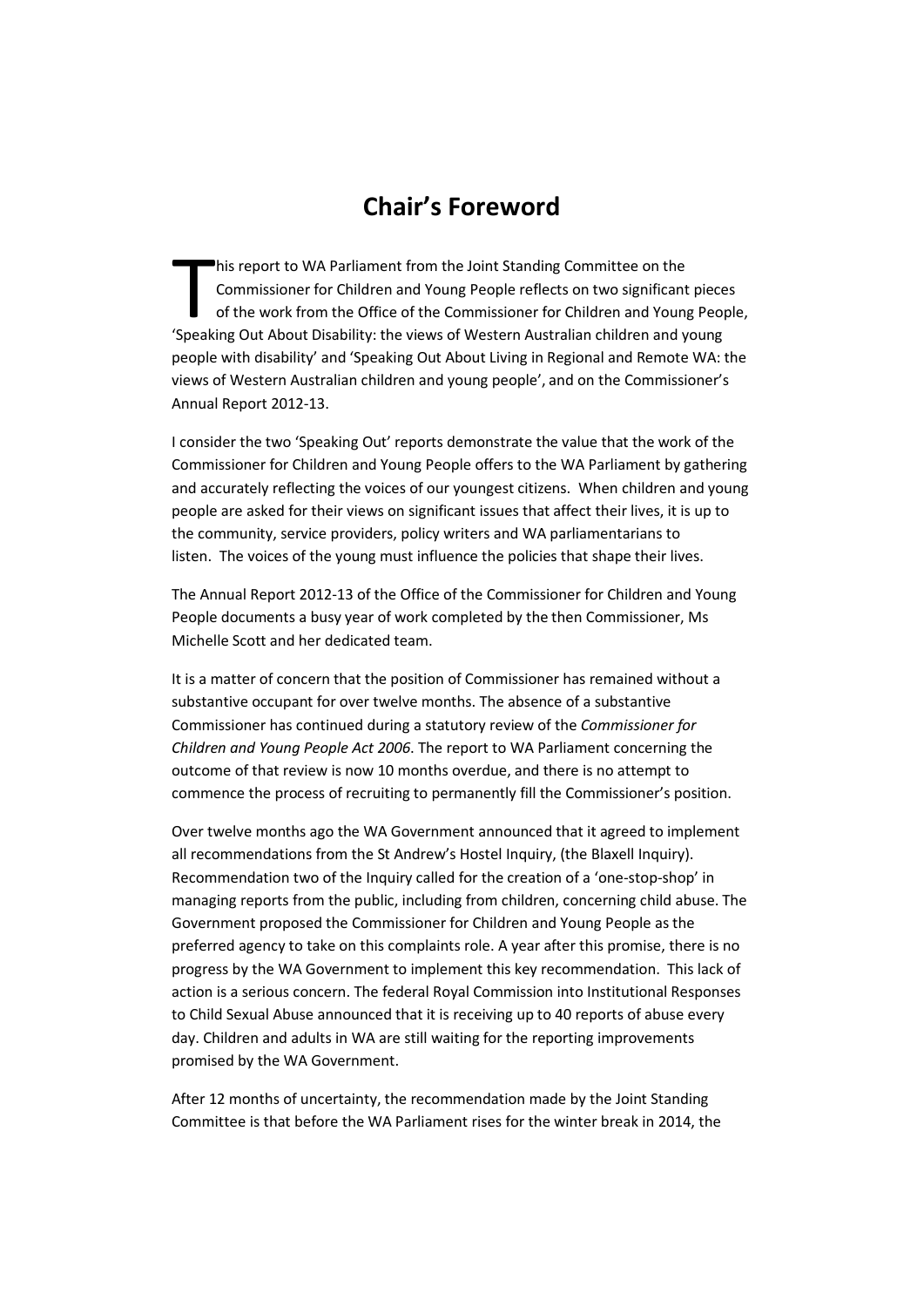# Chair's Foreword

This report to WA Parliament from the Joint Standing Committee on the Commissioner for Children and Young People reflects on two significant pieces of the work from the Office of the Commissioner for Children and Young People, 'Speaking Out About Disability: the views of Western Australian children and young people with disability' and 'Speaking Out About Living in Regional and Remote WA: the views of Western Australian children and young people', and on the Commissioner's Annual Report 2012-13.

I consider the two 'Speaking Out' reports demonstrate the value that the work of the Commissioner for Children and Young People offers to the WA Parliament by gathering and accurately reflecting the voices of our youngest citizens. When children and young people are asked for their views on significant issues that affect their lives, it is up to the community, service providers, policy writers and WA parliamentarians to listen. The voices of the young must influence the policies that shape their lives.

The Annual Report 2012-13 of the Office of the Commissioner for Children and Young People documents a busy year of work completed by the then Commissioner, Ms Michelle Scott and her dedicated team.

It is a matter of concern that the position of Commissioner has remained without a substantive occupant for over twelve months. The absence of a substantive Commissioner has continued during a statutory review of the *Commissioner for Children and Young People Act 2006*. The report to WA Parliament concerning the outcome of that review is now 10 months overdue, and there is no attempt to commence the process of recruiting to permanently fill the Commissioner's position.

Over twelve months ago the WA Government announced that it agreed to implement all recommendations from the St Andrew's Hostel Inquiry, (the Blaxell Inquiry). Recommendation two of the Inquiry called for the creation of a 'one-stop-shop' in managing reports from the public, including from children, concerning child abuse. The Government proposed the Commissioner for Children and Young People as the preferred agency to take on this complaints role. A year after this promise, there is no progress by the WA Government to implement this key recommendation. This lack of action is a serious concern. The federal Royal Commission into Institutional Responses to Child Sexual Abuse announced that it is receiving up to 40 reports of abuse every day. Children and adults in WA are still waiting for the reporting improvements promised by the WA Government.

After 12 months of uncertainty, the recommendation made by the Joint Standing Committee is that before the WA Parliament rises for the winter break in 2014, the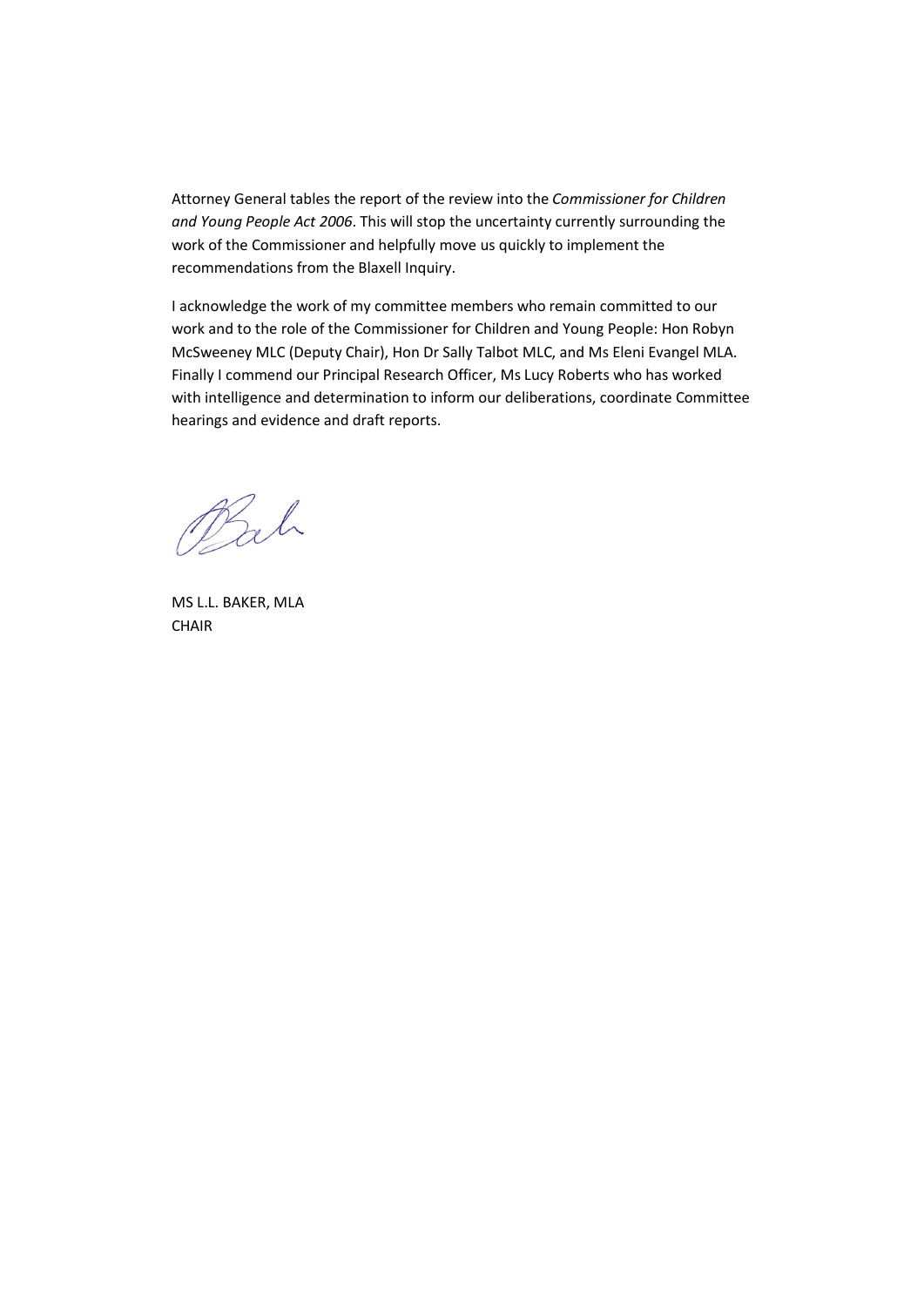Attorney General tables the report of the review into the *Commissioner for Children and Young People Act 2006*. This will stop the uncertainty currently surrounding the work of the Commissioner and helpfully move us quickly to implement the recommendations from the Blaxell Inquiry.

I acknowledge the work of my committee members who remain committed to our work and to the role of the Commissioner for Children and Young People: Hon Robyn McSweeney MLC (Deputy Chair), Hon Dr Sally Talbot MLC, and Ms Eleni Evangel MLA. Finally I commend our Principal Research Officer, Ms Lucy Roberts who has worked with intelligence and determination to inform our deliberations, coordinate Committee hearings and evidence and draft reports.

MS L.L. BAKER, MLA
CHAIR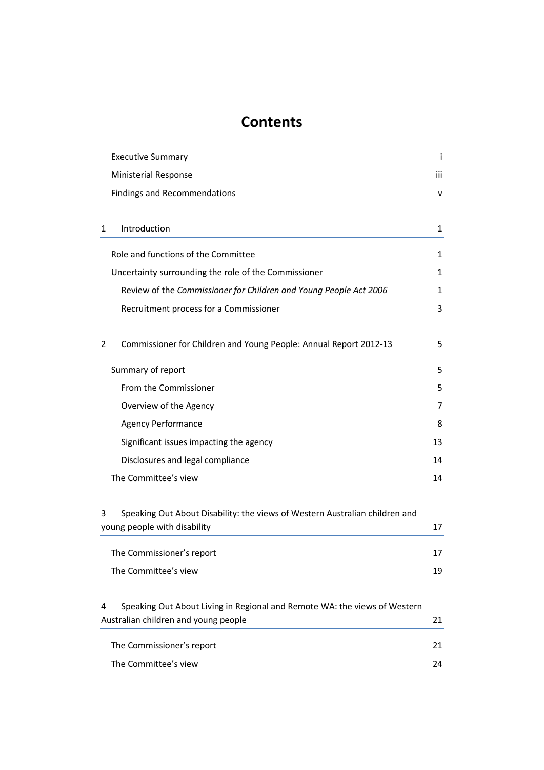# Contents

| | |
|---|---|
| Executive Summary | i |
| Ministerial Response | iii |
| Findings and Recommendations | v |
| **1 Introduction** | **1** |
| Role and functions of the Committee | 1 |
| Uncertainty surrounding the role of the Commissioner | 1 |
| Review of the *Commissioner for Children and Young People Act 2006* | 1 |
| Recruitment process for a Commissioner | 3 |
| **2 Commissioner for Children and Young People: Annual Report 2012-13** | **5** |
| Summary of report | 5 |
| From the Commissioner | 5 |
| Overview of the Agency | 7 |
| Agency Performance | 8 |
| Significant issues impacting the agency | 13 |
| Disclosures and legal compliance | 14 |
| The Committee's view | 14 |
| **3 Speaking Out About Disability: the views of Western Australian children and young people with disability** | **17** |
| The Commissioner's report | 17 |
| The Committee's view | 19 |
| **4 Speaking Out About Living in Regional and Remote WA: the views of Western Australian children and young people** | **21** |
| The Commissioner's report | 21 |
| The Committee's view | 24 |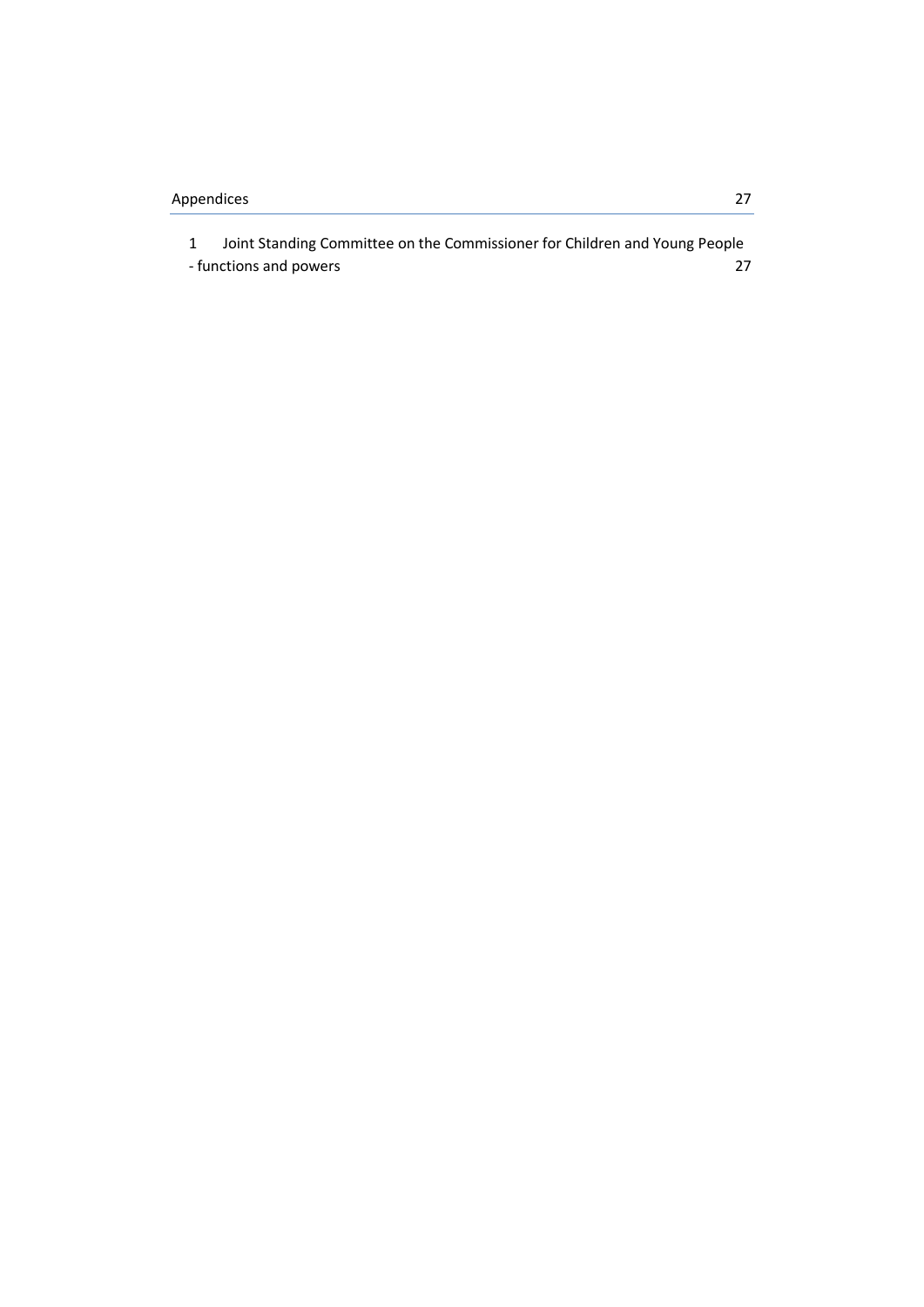Appendices 27

1 Joint Standing Committee on the Commissioner for Children and Young People - functions and powers 27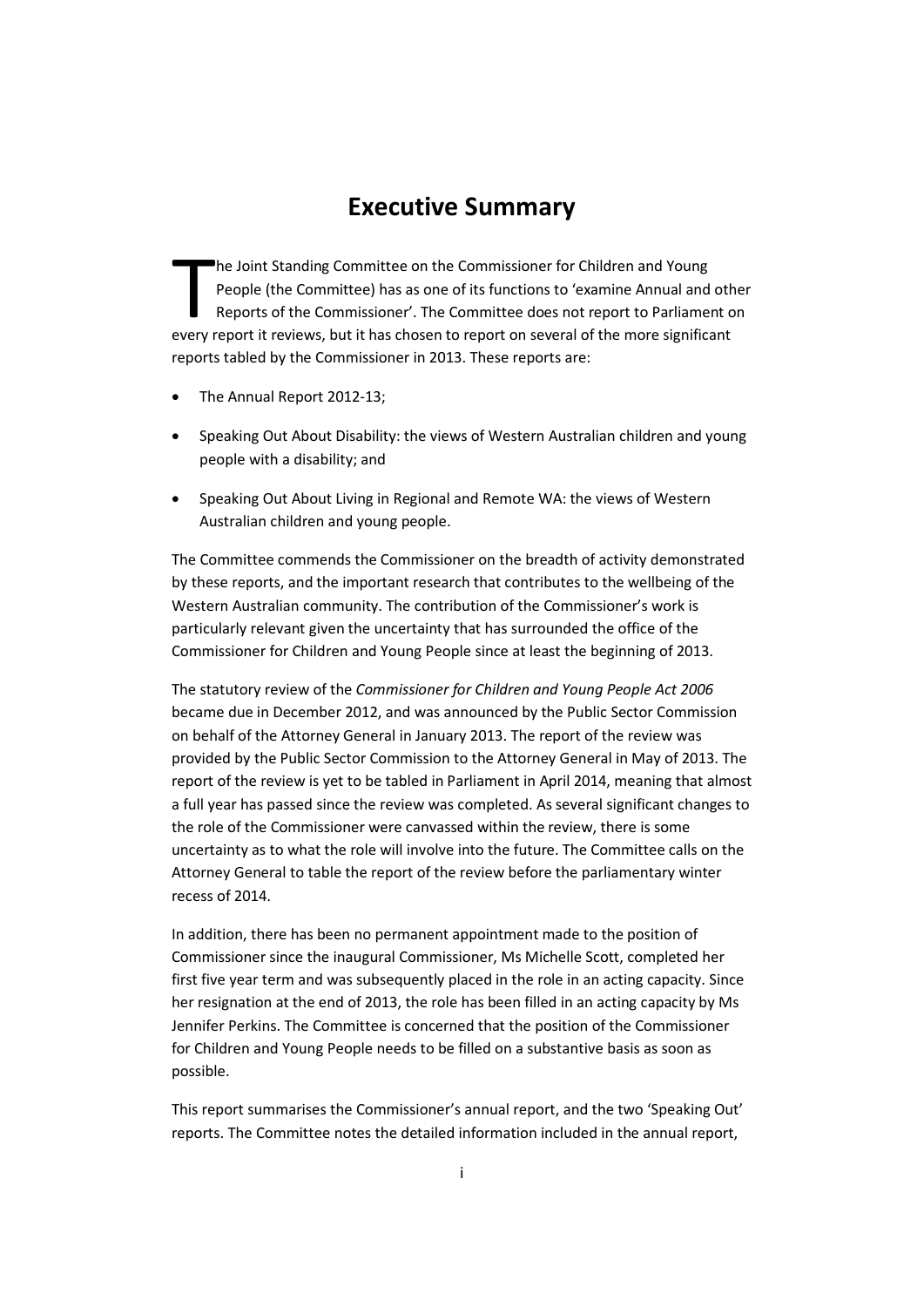# Executive Summary

The Joint Standing Committee on the Commissioner for Children and Young People (the Committee) has as one of its functions to 'examine Annual and other Reports of the Commissioner'. The Committee does not report to Parliament on every report it reviews, but it has chosen to report on several of the more significant reports tabled by the Commissioner in 2013. These reports are:

- The Annual Report 2012-13;
- Speaking Out About Disability: the views of Western Australian children and young people with a disability; and
- Speaking Out About Living in Regional and Remote WA: the views of Western Australian children and young people.

The Committee commends the Commissioner on the breadth of activity demonstrated by these reports, and the important research that contributes to the wellbeing of the Western Australian community. The contribution of the Commissioner's work is particularly relevant given the uncertainty that has surrounded the office of the Commissioner for Children and Young People since at least the beginning of 2013.

The statutory review of the *Commissioner for Children and Young People Act 2006* became due in December 2012, and was announced by the Public Sector Commission on behalf of the Attorney General in January 2013. The report of the review was provided by the Public Sector Commission to the Attorney General in May of 2013. The report of the review is yet to be tabled in Parliament in April 2014, meaning that almost a full year has passed since the review was completed. As several significant changes to the role of the Commissioner were canvassed within the review, there is some uncertainty as to what the role will involve into the future. The Committee calls on the Attorney General to table the report of the review before the parliamentary winter recess of 2014.

In addition, there has been no permanent appointment made to the position of Commissioner since the inaugural Commissioner, Ms Michelle Scott, completed her first five year term and was subsequently placed in the role in an acting capacity. Since her resignation at the end of 2013, the role has been filled in an acting capacity by Ms Jennifer Perkins. The Committee is concerned that the position of the Commissioner for Children and Young People needs to be filled on a substantive basis as soon as possible.

This report summarises the Commissioner's annual report, and the two 'Speaking Out' reports. The Committee notes the detailed information included in the annual report,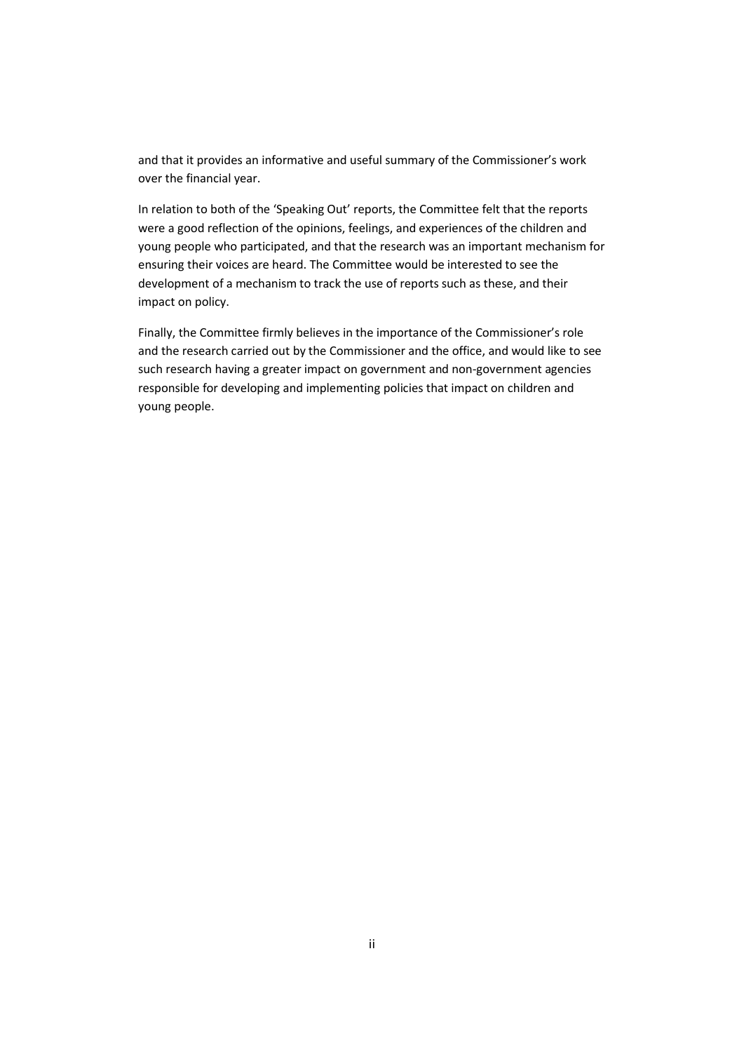and that it provides an informative and useful summary of the Commissioner's work over the financial year.

In relation to both of the 'Speaking Out' reports, the Committee felt that the reports were a good reflection of the opinions, feelings, and experiences of the children and young people who participated, and that the research was an important mechanism for ensuring their voices are heard. The Committee would be interested to see the development of a mechanism to track the use of reports such as these, and their impact on policy.

Finally, the Committee firmly believes in the importance of the Commissioner's role and the research carried out by the Commissioner and the office, and would like to see such research having a greater impact on government and non-government agencies responsible for developing and implementing policies that impact on children and young people.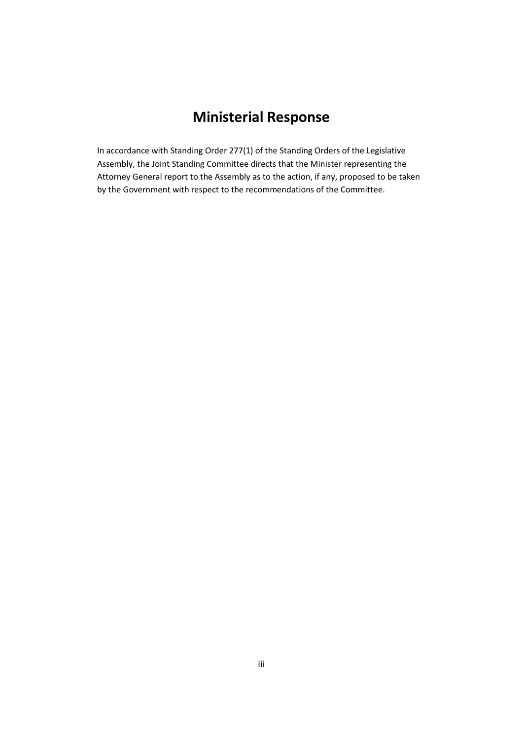# Ministerial Response

In accordance with Standing Order 277(1) of the Standing Orders of the Legislative Assembly, the Joint Standing Committee directs that the Minister representing the Attorney General report to the Assembly as to the action, if any, proposed to be taken by the Government with respect to the recommendations of the Committee.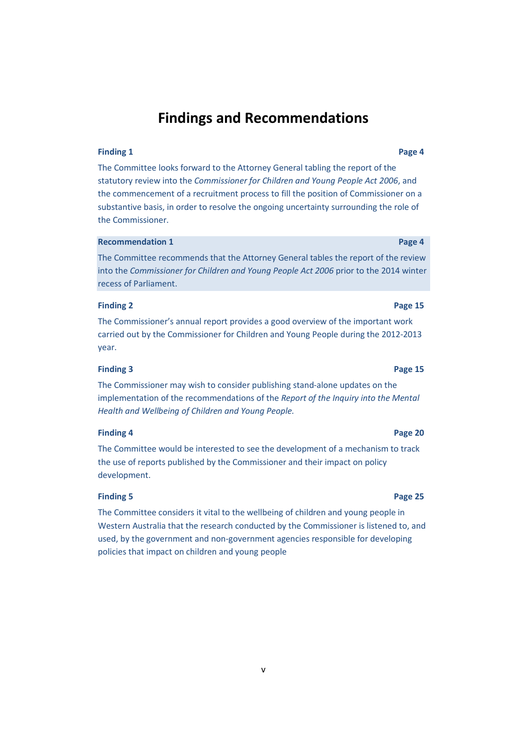# Findings and Recommendations

**Finding 1** **Page 4**

The Committee looks forward to the Attorney General tabling the report of the statutory review into the *Commissioner for Children and Young People Act 2006*, and the commencement of a recruitment process to fill the position of Commissioner on a substantive basis, in order to resolve the ongoing uncertainty surrounding the role of the Commissioner.

**Recommendation 1** **Page 4**

The Committee recommends that the Attorney General tables the report of the review into the *Commissioner for Children and Young People Act 2006* prior to the 2014 winter recess of Parliament.

**Finding 2** **Page 15**

The Commissioner's annual report provides a good overview of the important work carried out by the Commissioner for Children and Young People during the 2012-2013 year.

**Finding 3** **Page 15**

The Commissioner may wish to consider publishing stand-alone updates on the implementation of the recommendations of the *Report of the Inquiry into the Mental Health and Wellbeing of Children and Young People.*

**Finding 4** **Page 20**

The Committee would be interested to see the development of a mechanism to track the use of reports published by the Commissioner and their impact on policy development.

**Finding 5** **Page 25**

The Committee considers it vital to the wellbeing of children and young people in Western Australia that the research conducted by the Commissioner is listened to, and used, by the government and non-government agencies responsible for developing policies that impact on children and young people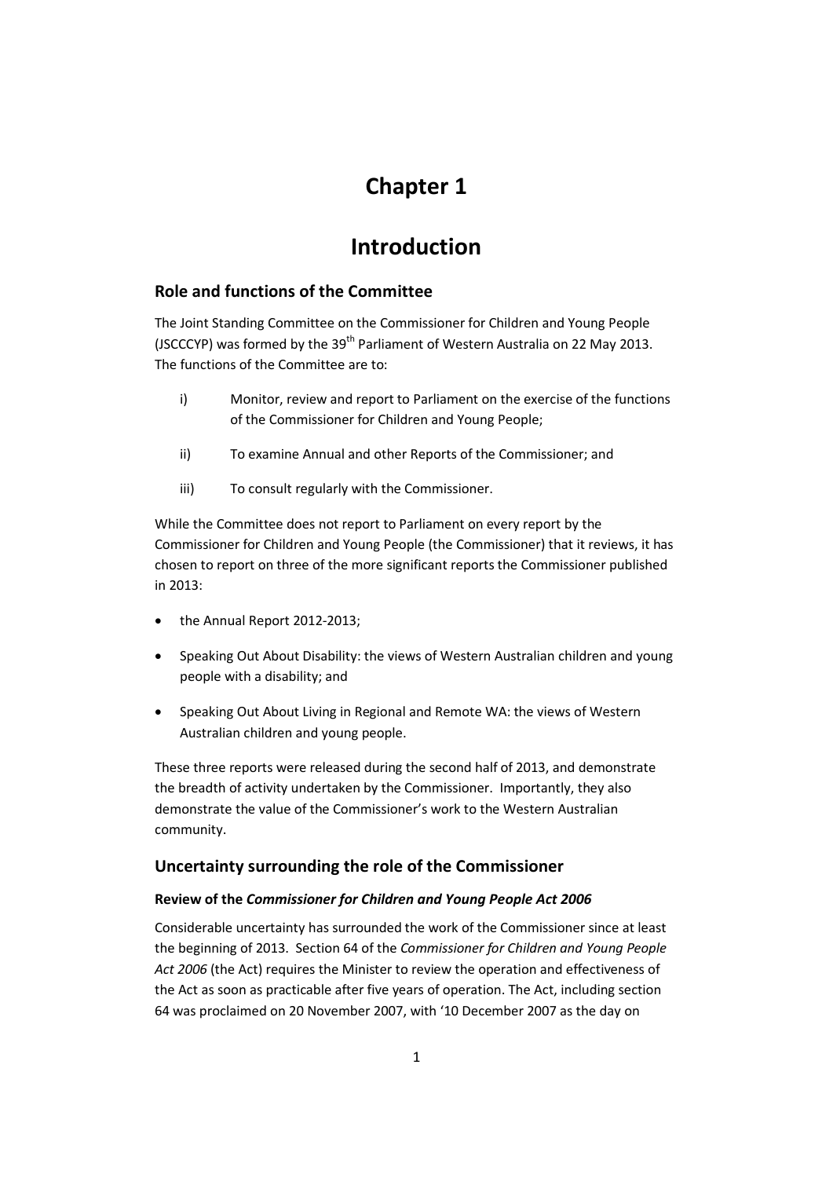# Chapter 1

# Introduction

## Role and functions of the Committee

The Joint Standing Committee on the Commissioner for Children and Young People (JSCCCYP) was formed by the 39th Parliament of Western Australia on 22 May 2013. The functions of the Committee are to:

i) Monitor, review and report to Parliament on the exercise of the functions of the Commissioner for Children and Young People;

ii) To examine Annual and other Reports of the Commissioner; and

iii) To consult regularly with the Commissioner.

While the Committee does not report to Parliament on every report by the Commissioner for Children and Young People (the Commissioner) that it reviews, it has chosen to report on three of the more significant reports the Commissioner published in 2013:

- the Annual Report 2012-2013;
- Speaking Out About Disability: the views of Western Australian children and young people with a disability; and
- Speaking Out About Living in Regional and Remote WA: the views of Western Australian children and young people.

These three reports were released during the second half of 2013, and demonstrate the breadth of activity undertaken by the Commissioner. Importantly, they also demonstrate the value of the Commissioner's work to the Western Australian community.

## Uncertainty surrounding the role of the Commissioner

### Review of the *Commissioner for Children and Young People Act 2006*

Considerable uncertainty has surrounded the work of the Commissioner since at least the beginning of 2013. Section 64 of the *Commissioner for Children and Young People Act 2006* (the Act) requires the Minister to review the operation and effectiveness of the Act as soon as practicable after five years of operation. The Act, including section 64 was proclaimed on 20 November 2007, with '10 December 2007 as the day on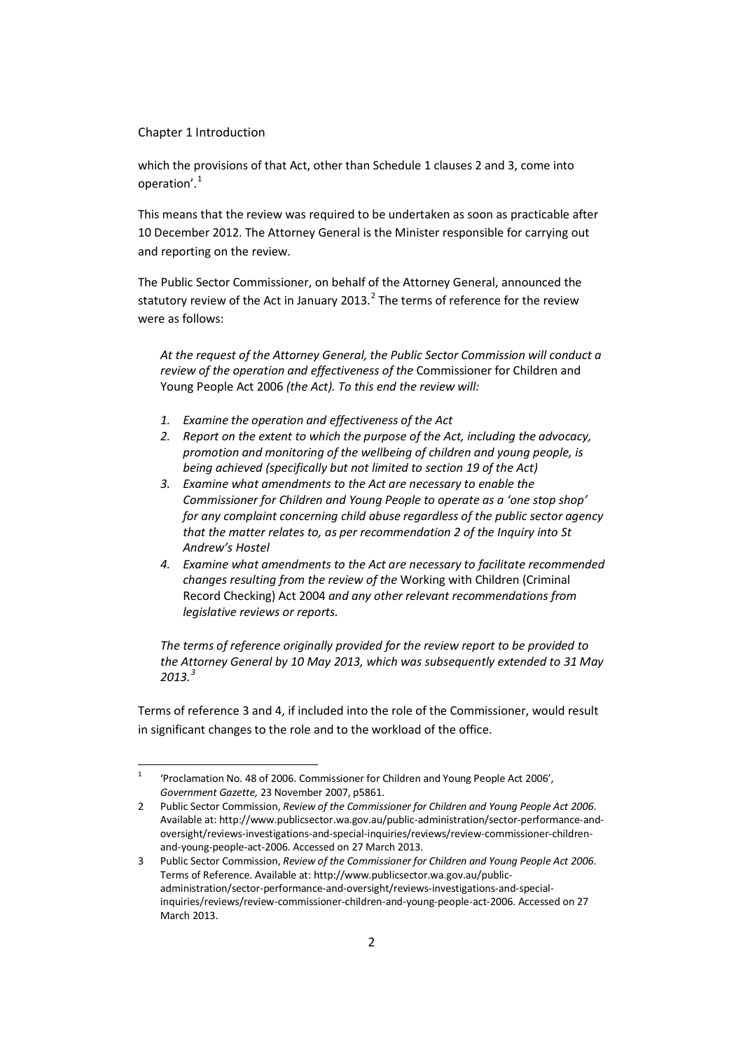which the provisions of that Act, other than Schedule 1 clauses 2 and 3, come into operation'.[1]

This means that the review was required to be undertaken as soon as practicable after 10 December 2012. The Attorney General is the Minister responsible for carrying out and reporting on the review.

The Public Sector Commissioner, on behalf of the Attorney General, announced the statutory review of the Act in January 2013.[2] The terms of reference for the review were as follows:

> *At the request of the Attorney General, the Public Sector Commission will conduct a review of the operation and effectiveness of the* Commissioner for Children and Young People Act 2006 *(the Act). To this end the review will:*
>
> 1. *Examine the operation and effectiveness of the Act*
> 2. *Report on the extent to which the purpose of the Act, including the advocacy, promotion and monitoring of the wellbeing of children and young people, is being achieved (specifically but not limited to section 19 of the Act)*
> 3. *Examine what amendments to the Act are necessary to enable the Commissioner for Children and Young People to operate as a 'one stop shop' for any complaint concerning child abuse regardless of the public sector agency that the matter relates to, as per recommendation 2 of the Inquiry into St Andrew's Hostel*
> 4. *Examine what amendments to the Act are necessary to facilitate recommended changes resulting from the review of the* Working with Children (Criminal Record Checking) Act 2004 *and any other relevant recommendations from legislative reviews or reports.*
>
> *The terms of reference originally provided for the review report to be provided to the Attorney General by 10 May 2013, which was subsequently extended to 31 May 2013.*[3]

Terms of reference 3 and 4, if included into the role of the Commissioner, would result in significant changes to the role and to the workload of the office.

---

1 'Proclamation No. 48 of 2006. Commissioner for Children and Young People Act 2006', *Government Gazette,* 23 November 2007, p5861.

2 Public Sector Commission, *Review of the Commissioner for Children and Young People Act 2006*. Available at: http://www.publicsector.wa.gov.au/public-administration/sector-performance-and-oversight/reviews-investigations-and-special-inquiries/reviews/review-commissioner-children-and-young-people-act-2006. Accessed on 27 March 2013.

3 Public Sector Commission, *Review of the Commissioner for Children and Young People Act 2006*. Terms of Reference. Available at: http://www.publicsector.wa.gov.au/public-administration/sector-performance-and-oversight/reviews-investigations-and-special-inquiries/reviews/review-commissioner-children-and-young-people-act-2006. Accessed on 27 March 2013.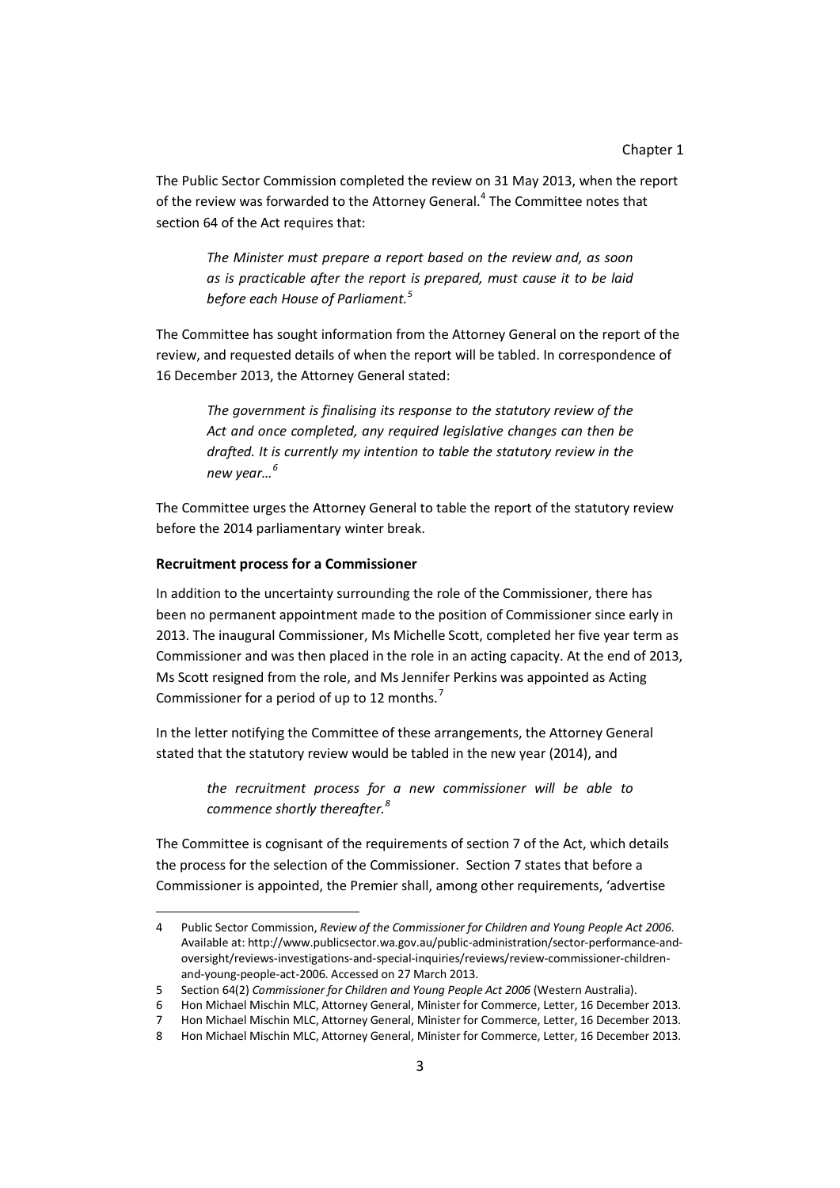The Public Sector Commission completed the review on 31 May 2013, when the report of the review was forwarded to the Attorney General.[4] The Committee notes that section 64 of the Act requires that:

> *The Minister must prepare a report based on the review and, as soon as is practicable after the report is prepared, must cause it to be laid before each House of Parliament.*[5]

The Committee has sought information from the Attorney General on the report of the review, and requested details of when the report will be tabled. In correspondence of 16 December 2013, the Attorney General stated:

> *The government is finalising its response to the statutory review of the Act and once completed, any required legislative changes can then be drafted. It is currently my intention to table the statutory review in the new year…*[6]

The Committee urges the Attorney General to table the report of the statutory review before the 2014 parliamentary winter break.

**Recruitment process for a Commissioner**

In addition to the uncertainty surrounding the role of the Commissioner, there has been no permanent appointment made to the position of Commissioner since early in 2013. The inaugural Commissioner, Ms Michelle Scott, completed her five year term as Commissioner and was then placed in the role in an acting capacity. At the end of 2013, Ms Scott resigned from the role, and Ms Jennifer Perkins was appointed as Acting Commissioner for a period of up to 12 months.[7]

In the letter notifying the Committee of these arrangements, the Attorney General stated that the statutory review would be tabled in the new year (2014), and

> *the recruitment process for a new commissioner will be able to commence shortly thereafter.*[8]

The Committee is cognisant of the requirements of section 7 of the Act, which details the process for the selection of the Commissioner. Section 7 states that before a Commissioner is appointed, the Premier shall, among other requirements, 'advertise

---

4 Public Sector Commission, *Review of the Commissioner for Children and Young People Act 2006*. Available at: http://www.publicsector.wa.gov.au/public-administration/sector-performance-and-oversight/reviews-investigations-and-special-inquiries/reviews/review-commissioner-children-and-young-people-act-2006. Accessed on 27 March 2013.

5 Section 64(2) *Commissioner for Children and Young People Act 2006* (Western Australia).

6 Hon Michael Mischin MLC, Attorney General, Minister for Commerce, Letter, 16 December 2013.

7 Hon Michael Mischin MLC, Attorney General, Minister for Commerce, Letter, 16 December 2013.

8 Hon Michael Mischin MLC, Attorney General, Minister for Commerce, Letter, 16 December 2013.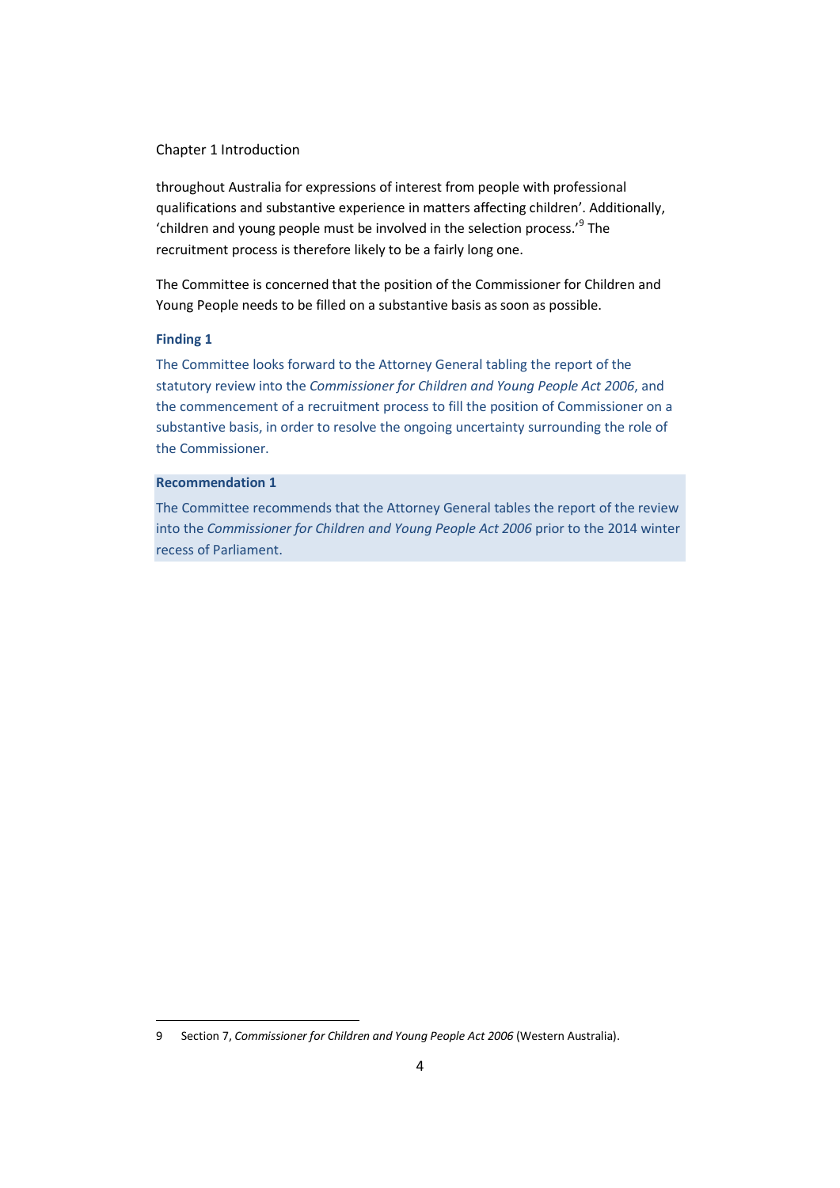throughout Australia for expressions of interest from people with professional qualifications and substantive experience in matters affecting children'. Additionally, 'children and young people must be involved in the selection process.'[9] The recruitment process is therefore likely to be a fairly long one.

The Committee is concerned that the position of the Commissioner for Children and Young People needs to be filled on a substantive basis as soon as possible.

**Finding 1**

The Committee looks forward to the Attorney General tabling the report of the statutory review into the *Commissioner for Children and Young People Act 2006*, and the commencement of a recruitment process to fill the position of Commissioner on a substantive basis, in order to resolve the ongoing uncertainty surrounding the role of the Commissioner.

**Recommendation 1**

The Committee recommends that the Attorney General tables the report of the review into the *Commissioner for Children and Young People Act 2006* prior to the 2014 winter recess of Parliament.

---

9 Section 7, *Commissioner for Children and Young People Act 2006* (Western Australia).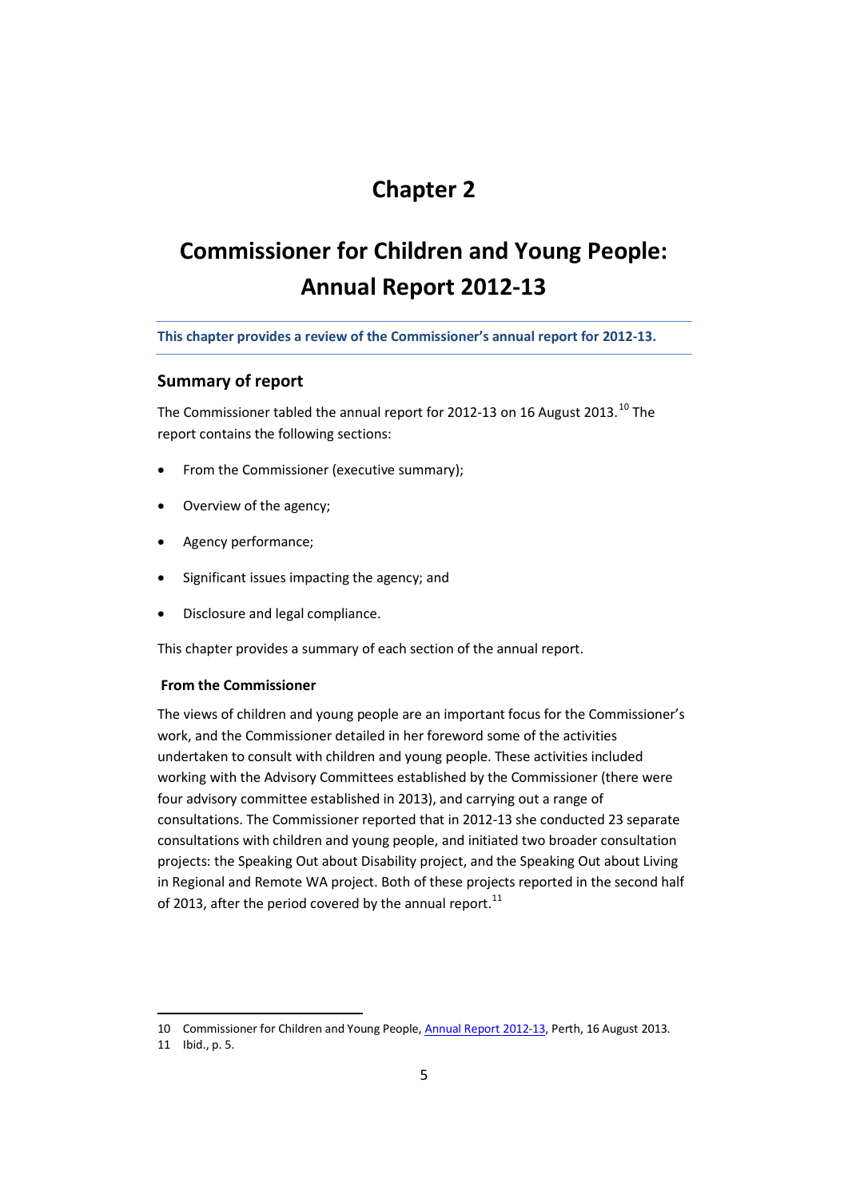# Chapter 2

# Commissioner for Children and Young People: Annual Report 2012-13

**This chapter provides a review of the Commissioner's annual report for 2012-13.**

## Summary of report

The Commissioner tabled the annual report for 2012-13 on 16 August 2013.[10] The report contains the following sections:

- From the Commissioner (executive summary);
- Overview of the agency;
- Agency performance;
- Significant issues impacting the agency; and
- Disclosure and legal compliance.

This chapter provides a summary of each section of the annual report.

### From the Commissioner

The views of children and young people are an important focus for the Commissioner's work, and the Commissioner detailed in her foreword some of the activities undertaken to consult with children and young people. These activities included working with the Advisory Committees established by the Commissioner (there were four advisory committee established in 2013), and carrying out a range of consultations. The Commissioner reported that in 2012-13 she conducted 23 separate consultations with children and young people, and initiated two broader consultation projects: the Speaking Out about Disability project, and the Speaking Out about Living in Regional and Remote WA project. Both of these projects reported in the second half of 2013, after the period covered by the annual report.[11]

---

10 Commissioner for Children and Young People, Annual Report 2012-13, Perth, 16 August 2013.

11 Ibid., p. 5.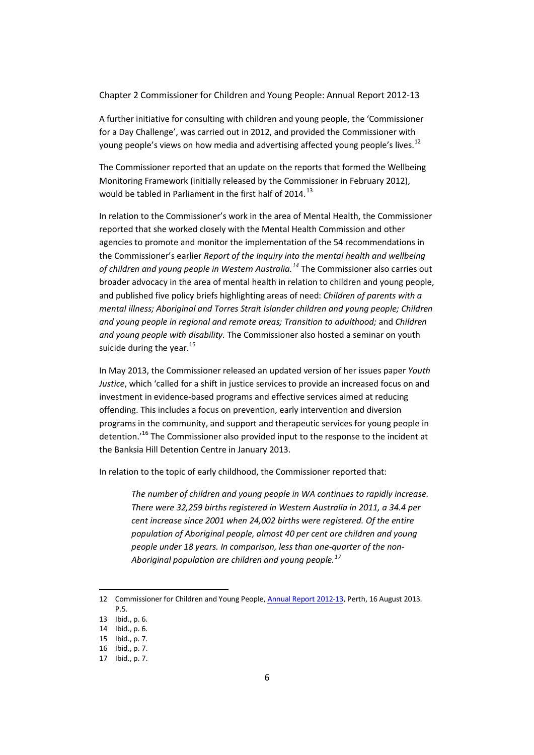Chapter 2 Commissioner for Children and Young People: Annual Report 2012-13

A further initiative for consulting with children and young people, the 'Commissioner for a Day Challenge', was carried out in 2012, and provided the Commissioner with young people's views on how media and advertising affected young people's lives.[12]

The Commissioner reported that an update on the reports that formed the Wellbeing Monitoring Framework (initially released by the Commissioner in February 2012), would be tabled in Parliament in the first half of 2014.[13]

In relation to the Commissioner's work in the area of Mental Health, the Commissioner reported that she worked closely with the Mental Health Commission and other agencies to promote and monitor the implementation of the 54 recommendations in the Commissioner's earlier *Report of the Inquiry into the mental health and wellbeing of children and young people in Western Australia.*[14] The Commissioner also carries out broader advocacy in the area of mental health in relation to children and young people, and published five policy briefs highlighting areas of need: *Children of parents with a mental illness; Aboriginal and Torres Strait Islander children and young people; Children and young people in regional and remote areas; Transition to adulthood;* and *Children and young people with disability.* The Commissioner also hosted a seminar on youth suicide during the year.[15]

In May 2013, the Commissioner released an updated version of her issues paper *Youth Justice*, which 'called for a shift in justice services to provide an increased focus on and investment in evidence-based programs and effective services aimed at reducing offending. This includes a focus on prevention, early intervention and diversion programs in the community, and support and therapeutic services for young people in detention.'[16] The Commissioner also provided input to the response to the incident at the Banksia Hill Detention Centre in January 2013.

In relation to the topic of early childhood, the Commissioner reported that:

> *The number of children and young people in WA continues to rapidly increase. There were 32,259 births registered in Western Australia in 2011, a 34.4 per cent increase since 2001 when 24,002 births were registered. Of the entire population of Aboriginal people, almost 40 per cent are children and young people under 18 years. In comparison, less than one-quarter of the non-Aboriginal population are children and young people.*[17]

---

12 Commissioner for Children and Young People, Annual Report 2012-13, Perth, 16 August 2013. P.5.

13 Ibid., p. 6.

14 Ibid., p. 6.

15 Ibid., p. 7.

16 Ibid., p. 7.

17 Ibid., p. 7.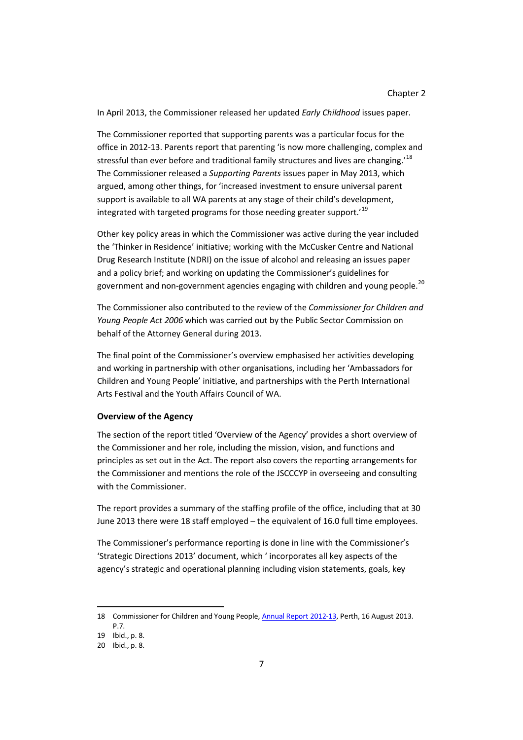In April 2013, the Commissioner released her updated *Early Childhood* issues paper.

The Commissioner reported that supporting parents was a particular focus for the office in 2012-13. Parents report that parenting 'is now more challenging, complex and stressful than ever before and traditional family structures and lives are changing.'[18] The Commissioner released a *Supporting Parents* issues paper in May 2013, which argued, among other things, for 'increased investment to ensure universal parent support is available to all WA parents at any stage of their child's development, integrated with targeted programs for those needing greater support.'[19]

Other key policy areas in which the Commissioner was active during the year included the 'Thinker in Residence' initiative; working with the McCusker Centre and National Drug Research Institute (NDRI) on the issue of alcohol and releasing an issues paper and a policy brief; and working on updating the Commissioner's guidelines for government and non-government agencies engaging with children and young people.[20]

The Commissioner also contributed to the review of the *Commissioner for Children and Young People Act 2006* which was carried out by the Public Sector Commission on behalf of the Attorney General during 2013.

The final point of the Commissioner's overview emphasised her activities developing and working in partnership with other organisations, including her 'Ambassadors for Children and Young People' initiative, and partnerships with the Perth International Arts Festival and the Youth Affairs Council of WA.

**Overview of the Agency**

The section of the report titled 'Overview of the Agency' provides a short overview of the Commissioner and her role, including the mission, vision, and functions and principles as set out in the Act. The report also covers the reporting arrangements for the Commissioner and mentions the role of the JSCCCYP in overseeing and consulting with the Commissioner.

The report provides a summary of the staffing profile of the office, including that at 30 June 2013 there were 18 staff employed – the equivalent of 16.0 full time employees.

The Commissioner's performance reporting is done in line with the Commissioner's 'Strategic Directions 2013' document, which ' incorporates all key aspects of the agency's strategic and operational planning including vision statements, goals, key

---

18 Commissioner for Children and Young People, Annual Report 2012-13, Perth, 16 August 2013. P.7.

19 Ibid., p. 8.

20 Ibid., p. 8.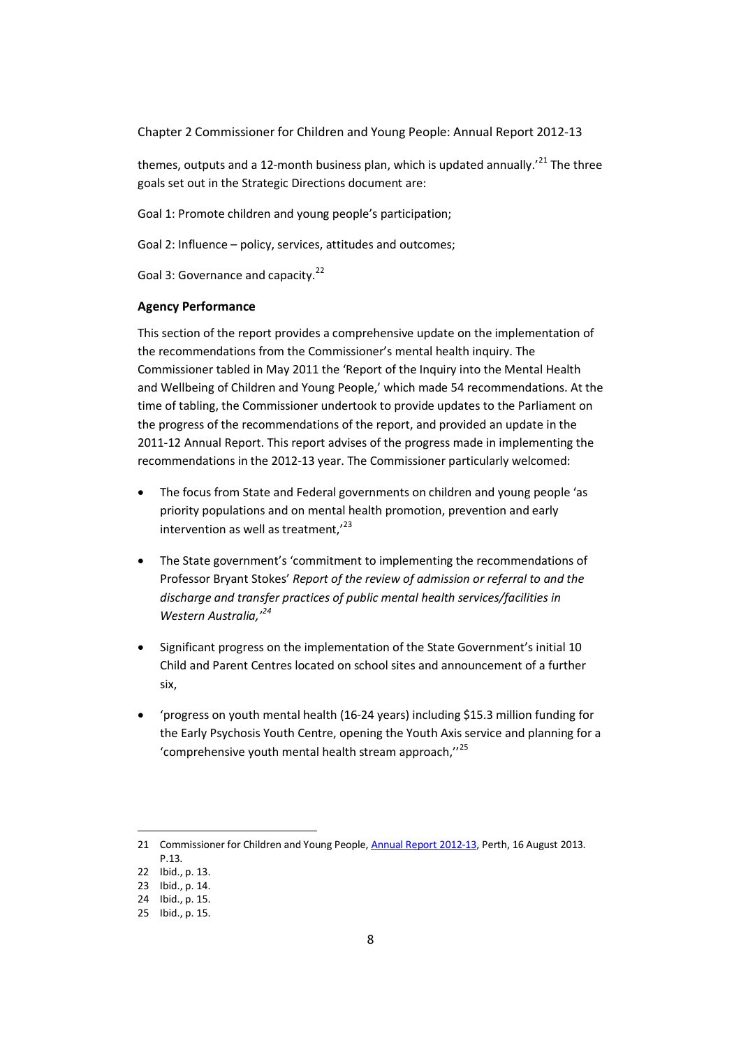themes, outputs and a 12-month business plan, which is updated annually.'[21] The three goals set out in the Strategic Directions document are:

Goal 1: Promote children and young people's participation;

Goal 2: Influence – policy, services, attitudes and outcomes;

Goal 3: Governance and capacity.[22]

**Agency Performance**

This section of the report provides a comprehensive update on the implementation of the recommendations from the Commissioner's mental health inquiry. The Commissioner tabled in May 2011 the 'Report of the Inquiry into the Mental Health and Wellbeing of Children and Young People,' which made 54 recommendations. At the time of tabling, the Commissioner undertook to provide updates to the Parliament on the progress of the recommendations of the report, and provided an update in the 2011-12 Annual Report. This report advises of the progress made in implementing the recommendations in the 2012-13 year. The Commissioner particularly welcomed:

- The focus from State and Federal governments on children and young people 'as priority populations and on mental health promotion, prevention and early intervention as well as treatment,'[23]
- The State government's 'commitment to implementing the recommendations of Professor Bryant Stokes' *Report of the review of admission or referral to and the discharge and transfer practices of public mental health services/facilities in Western Australia,'*[24]
- Significant progress on the implementation of the State Government's initial 10 Child and Parent Centres located on school sites and announcement of a further six,
- 'progress on youth mental health (16-24 years) including $15.3 million funding for the Early Psychosis Youth Centre, opening the Youth Axis service and planning for a 'comprehensive youth mental health stream approach,''[25]

---

21 Commissioner for Children and Young People, Annual Report 2012-13, Perth, 16 August 2013. P.13.
22 Ibid., p. 13.
23 Ibid., p. 14.
24 Ibid., p. 15.
25 Ibid., p. 15.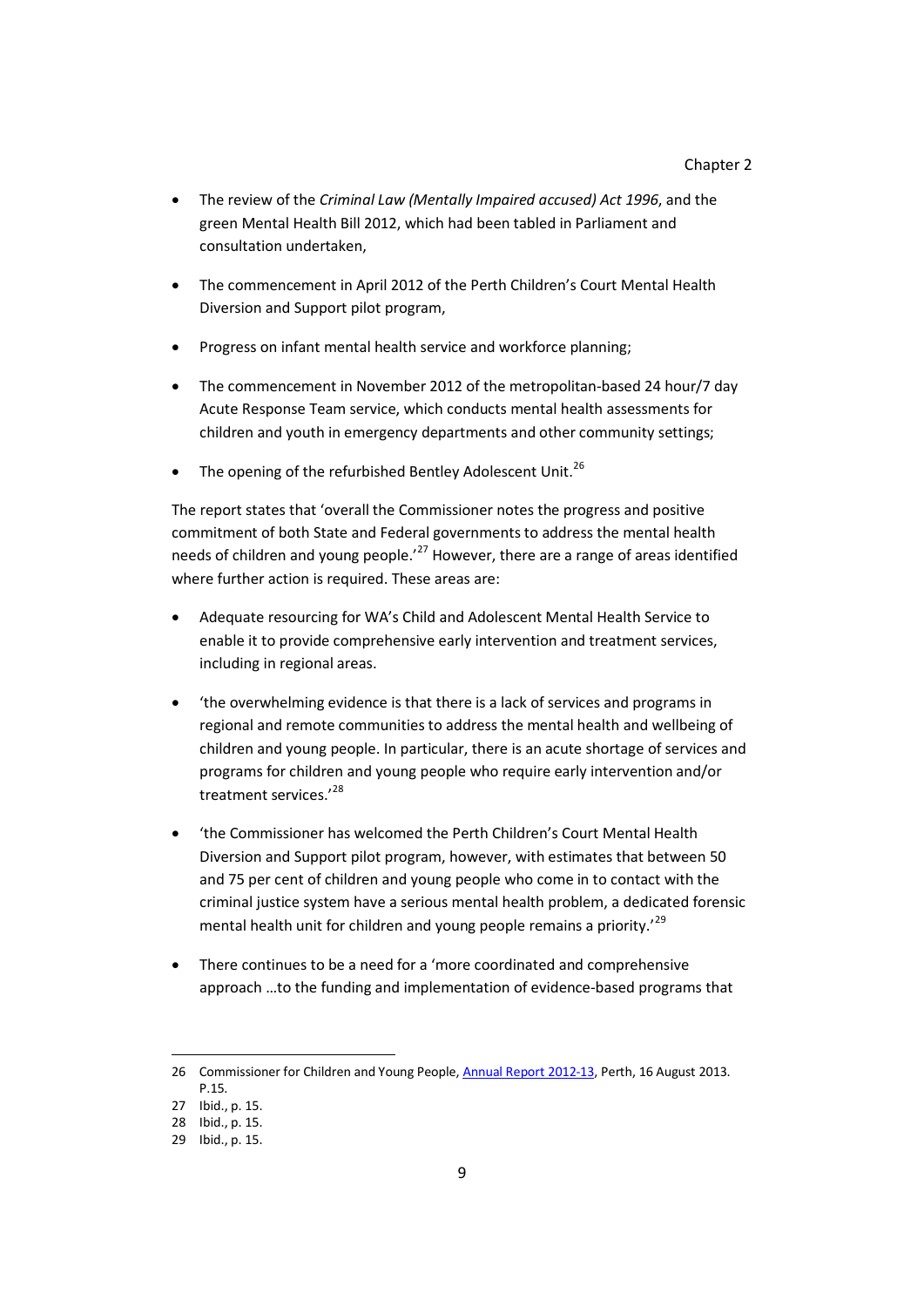- The review of the *Criminal Law (Mentally Impaired accused) Act 1996*, and the green Mental Health Bill 2012, which had been tabled in Parliament and consultation undertaken,
- The commencement in April 2012 of the Perth Children's Court Mental Health Diversion and Support pilot program,
- Progress on infant mental health service and workforce planning;
- The commencement in November 2012 of the metropolitan-based 24 hour/7 day Acute Response Team service, which conducts mental health assessments for children and youth in emergency departments and other community settings;
- The opening of the refurbished Bentley Adolescent Unit.[26]

The report states that 'overall the Commissioner notes the progress and positive commitment of both State and Federal governments to address the mental health needs of children and young people.'[27] However, there are a range of areas identified where further action is required. These areas are:

- Adequate resourcing for WA's Child and Adolescent Mental Health Service to enable it to provide comprehensive early intervention and treatment services, including in regional areas.
- 'the overwhelming evidence is that there is a lack of services and programs in regional and remote communities to address the mental health and wellbeing of children and young people. In particular, there is an acute shortage of services and programs for children and young people who require early intervention and/or treatment services.'[28]
- 'the Commissioner has welcomed the Perth Children's Court Mental Health Diversion and Support pilot program, however, with estimates that between 50 and 75 per cent of children and young people who come in to contact with the criminal justice system have a serious mental health problem, a dedicated forensic mental health unit for children and young people remains a priority.'[29]
- There continues to be a need for a 'more coordinated and comprehensive approach …to the funding and implementation of evidence-based programs that

---

26 Commissioner for Children and Young People, Annual Report 2012-13, Perth, 16 August 2013. P.15.

27 Ibid., p. 15.

28 Ibid., p. 15.

29 Ibid., p. 15.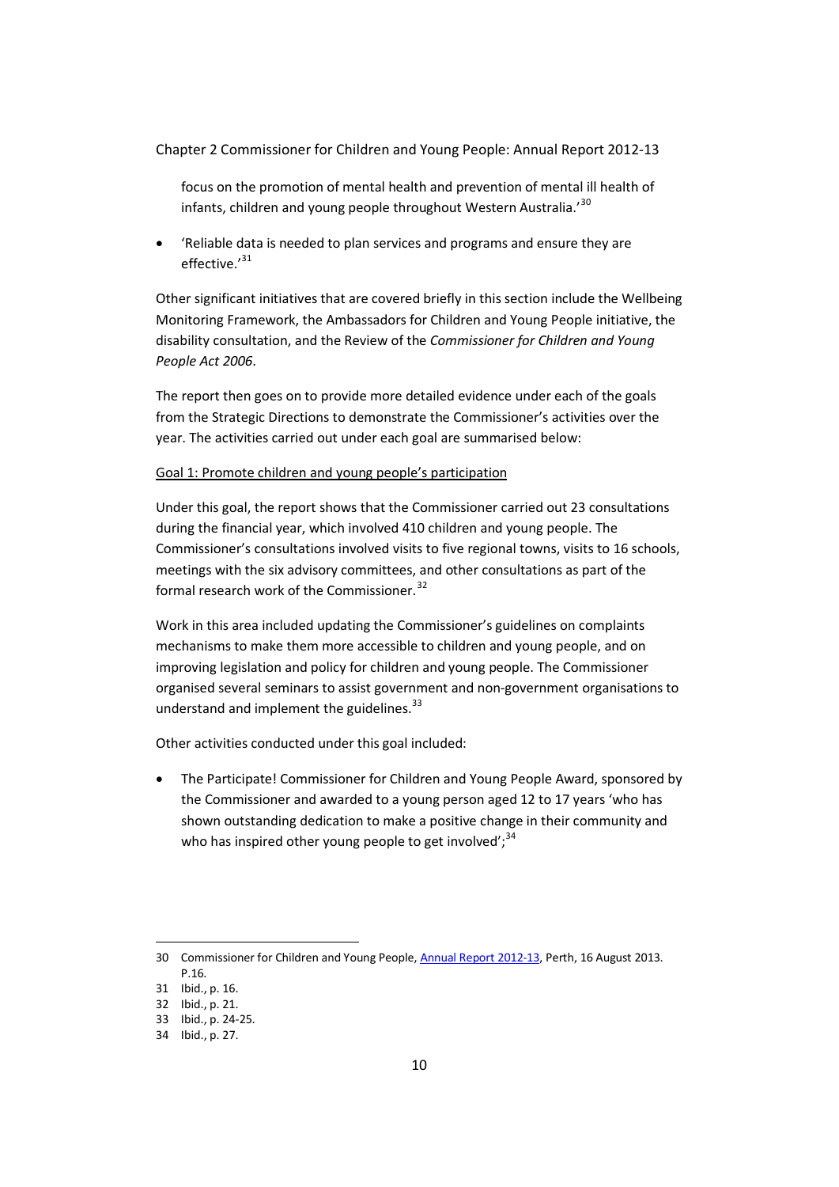focus on the promotion of mental health and prevention of mental ill health of infants, children and young people throughout Western Australia.'[30]

- 'Reliable data is needed to plan services and programs and ensure they are effective.'[31]

Other significant initiatives that are covered briefly in this section include the Wellbeing Monitoring Framework, the Ambassadors for Children and Young People initiative, the disability consultation, and the Review of the *Commissioner for Children and Young People Act 2006*.

The report then goes on to provide more detailed evidence under each of the goals from the Strategic Directions to demonstrate the Commissioner's activities over the year. The activities carried out under each goal are summarised below:

Goal 1: Promote children and young people's participation

Under this goal, the report shows that the Commissioner carried out 23 consultations during the financial year, which involved 410 children and young people. The Commissioner's consultations involved visits to five regional towns, visits to 16 schools, meetings with the six advisory committees, and other consultations as part of the formal research work of the Commissioner.[32]

Work in this area included updating the Commissioner's guidelines on complaints mechanisms to make them more accessible to children and young people, and on improving legislation and policy for children and young people. The Commissioner organised several seminars to assist government and non-government organisations to understand and implement the guidelines.[33]

Other activities conducted under this goal included:

- The Participate! Commissioner for Children and Young People Award, sponsored by the Commissioner and awarded to a young person aged 12 to 17 years 'who has shown outstanding dedication to make a positive change in their community and who has inspired other young people to get involved';[34]

---

30 Commissioner for Children and Young People, Annual Report 2012-13, Perth, 16 August 2013. P.16.

31 Ibid., p. 16.

32 Ibid., p. 21.

33 Ibid., p. 24-25.

34 Ibid., p. 27.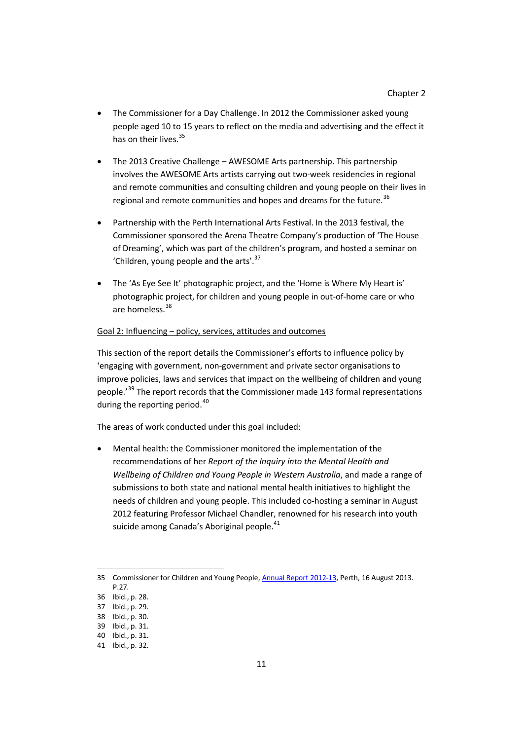- The Commissioner for a Day Challenge. In 2012 the Commissioner asked young people aged 10 to 15 years to reflect on the media and advertising and the effect it has on their lives.[35]

- The 2013 Creative Challenge – AWESOME Arts partnership. This partnership involves the AWESOME Arts artists carrying out two-week residencies in regional and remote communities and consulting children and young people on their lives in regional and remote communities and hopes and dreams for the future.[36]

- Partnership with the Perth International Arts Festival. In the 2013 festival, the Commissioner sponsored the Arena Theatre Company's production of 'The House of Dreaming', which was part of the children's program, and hosted a seminar on 'Children, young people and the arts'.[37]

- The 'As Eye See It' photographic project, and the 'Home is Where My Heart is' photographic project, for children and young people in out-of-home care or who are homeless.[38]

Goal 2: Influencing – policy, services, attitudes and outcomes

This section of the report details the Commissioner's efforts to influence policy by 'engaging with government, non-government and private sector organisations to improve policies, laws and services that impact on the wellbeing of children and young people.'[39] The report records that the Commissioner made 143 formal representations during the reporting period.[40]

The areas of work conducted under this goal included:

- Mental health: the Commissioner monitored the implementation of the recommendations of her *Report of the Inquiry into the Mental Health and Wellbeing of Children and Young People in Western Australia*, and made a range of submissions to both state and national mental health initiatives to highlight the needs of children and young people. This included co-hosting a seminar in August 2012 featuring Professor Michael Chandler, renowned for his research into youth suicide among Canada's Aboriginal people.[41]

---

35 Commissioner for Children and Young People, Annual Report 2012-13, Perth, 16 August 2013. P.27.
36 Ibid., p. 28.
37 Ibid., p. 29.
38 Ibid., p. 30.
39 Ibid., p. 31.
40 Ibid., p. 31.
41 Ibid., p. 32.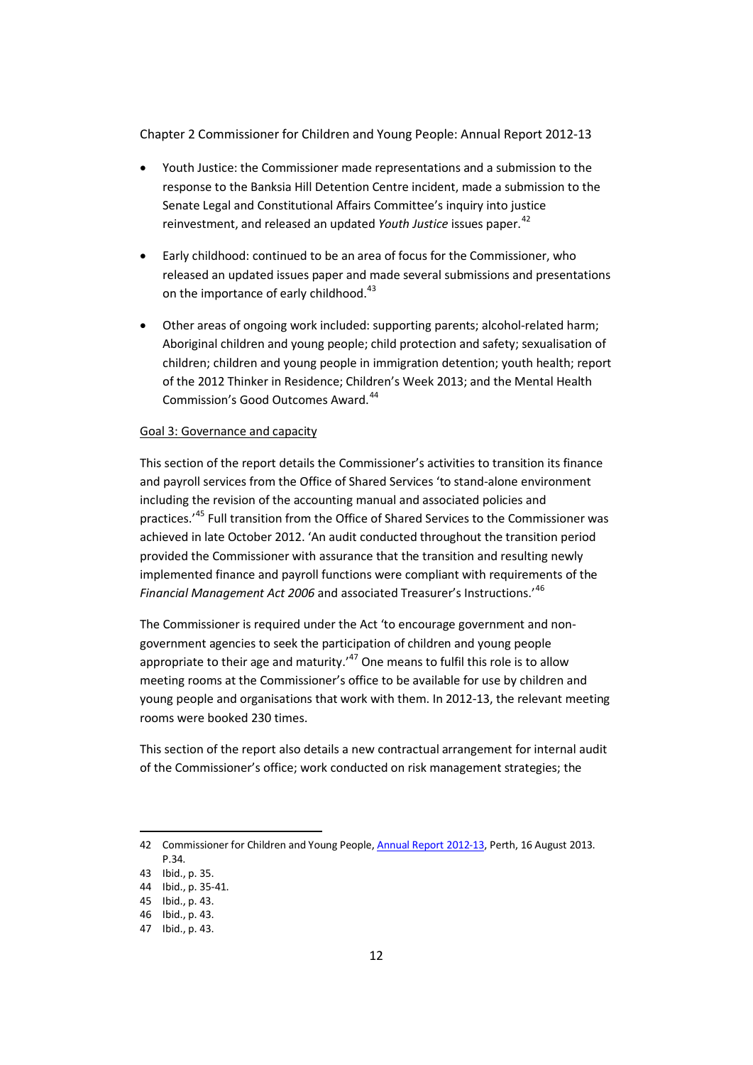Chapter 2 Commissioner for Children and Young People: Annual Report 2012-13

- Youth Justice: the Commissioner made representations and a submission to the response to the Banksia Hill Detention Centre incident, made a submission to the Senate Legal and Constitutional Affairs Committee's inquiry into justice reinvestment, and released an updated *Youth Justice* issues paper.[42]
- Early childhood: continued to be an area of focus for the Commissioner, who released an updated issues paper and made several submissions and presentations on the importance of early childhood.[43]
- Other areas of ongoing work included: supporting parents; alcohol-related harm; Aboriginal children and young people; child protection and safety; sexualisation of children; children and young people in immigration detention; youth health; report of the 2012 Thinker in Residence; Children's Week 2013; and the Mental Health Commission's Good Outcomes Award.[44]

<u>Goal 3: Governance and capacity</u>

This section of the report details the Commissioner's activities to transition its finance and payroll services from the Office of Shared Services 'to stand-alone environment including the revision of the accounting manual and associated policies and practices.'[45] Full transition from the Office of Shared Services to the Commissioner was achieved in late October 2012. 'An audit conducted throughout the transition period provided the Commissioner with assurance that the transition and resulting newly implemented finance and payroll functions were compliant with requirements of the *Financial Management Act 2006* and associated Treasurer's Instructions.'[46]

The Commissioner is required under the Act 'to encourage government and non-government agencies to seek the participation of children and young people appropriate to their age and maturity.'[47] One means to fulfil this role is to allow meeting rooms at the Commissioner's office to be available for use by children and young people and organisations that work with them. In 2012-13, the relevant meeting rooms were booked 230 times.

This section of the report also details a new contractual arrangement for internal audit of the Commissioner's office; work conducted on risk management strategies; the

---

42 Commissioner for Children and Young People, Annual Report 2012-13, Perth, 16 August 2013. P.34.

43 Ibid., p. 35.

44 Ibid., p. 35-41.

45 Ibid., p. 43.

46 Ibid., p. 43.

47 Ibid., p. 43.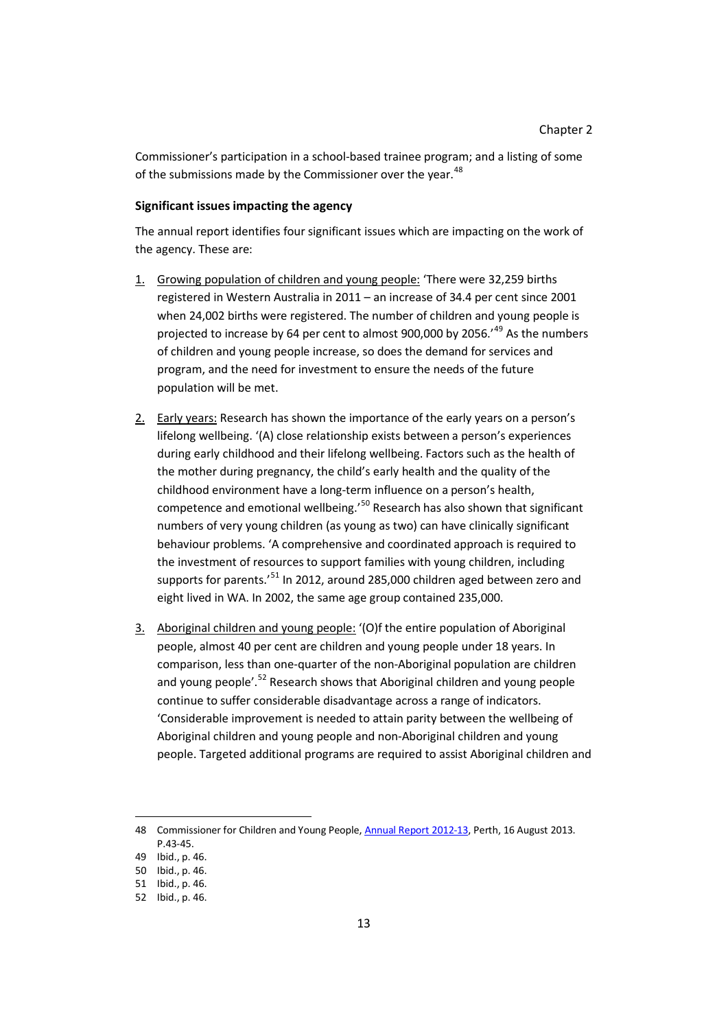Commissioner's participation in a school-based trainee program; and a listing of some of the submissions made by the Commissioner over the year.[48]

**Significant issues impacting the agency**

The annual report identifies four significant issues which are impacting on the work of the agency. These are:

1. Growing population of children and young people: 'There were 32,259 births registered in Western Australia in 2011 – an increase of 34.4 per cent since 2001 when 24,002 births were registered. The number of children and young people is projected to increase by 64 per cent to almost 900,000 by 2056.'[49] As the numbers of children and young people increase, so does the demand for services and program, and the need for investment to ensure the needs of the future population will be met.

2. Early years: Research has shown the importance of the early years on a person's lifelong wellbeing. '(A) close relationship exists between a person's experiences during early childhood and their lifelong wellbeing. Factors such as the health of the mother during pregnancy, the child's early health and the quality of the childhood environment have a long-term influence on a person's health, competence and emotional wellbeing.'[50] Research has also shown that significant numbers of very young children (as young as two) can have clinically significant behaviour problems. 'A comprehensive and coordinated approach is required to the investment of resources to support families with young children, including supports for parents.'[51] In 2012, around 285,000 children aged between zero and eight lived in WA. In 2002, the same age group contained 235,000.

3. Aboriginal children and young people: '(O)f the entire population of Aboriginal people, almost 40 per cent are children and young people under 18 years. In comparison, less than one-quarter of the non-Aboriginal population are children and young people'.[52] Research shows that Aboriginal children and young people continue to suffer considerable disadvantage across a range of indicators. 'Considerable improvement is needed to attain parity between the wellbeing of Aboriginal children and young people and non-Aboriginal children and young people. Targeted additional programs are required to assist Aboriginal children and

---

48 Commissioner for Children and Young People, Annual Report 2012-13, Perth, 16 August 2013. P.43-45.

49 Ibid., p. 46.

50 Ibid., p. 46.

51 Ibid., p. 46.

52 Ibid., p. 46.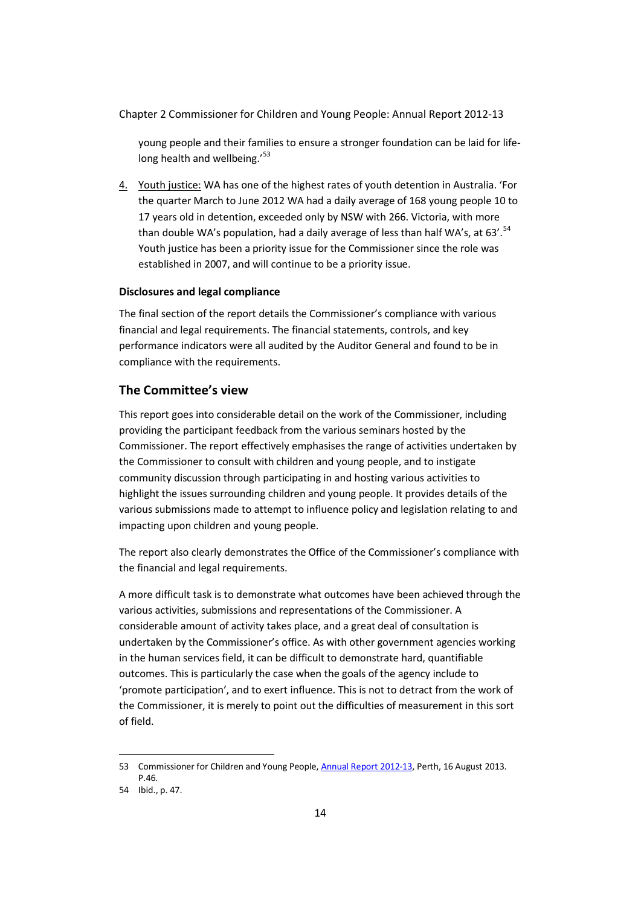young people and their families to ensure a stronger foundation can be laid for life-long health and wellbeing.'[53]

4. Youth justice: WA has one of the highest rates of youth detention in Australia. 'For the quarter March to June 2012 WA had a daily average of 168 young people 10 to 17 years old in detention, exceeded only by NSW with 266. Victoria, with more than double WA's population, had a daily average of less than half WA's, at 63'.[54] Youth justice has been a priority issue for the Commissioner since the role was established in 2007, and will continue to be a priority issue.

**Disclosures and legal compliance**

The final section of the report details the Commissioner's compliance with various financial and legal requirements. The financial statements, controls, and key performance indicators were all audited by the Auditor General and found to be in compliance with the requirements.

## The Committee's view

This report goes into considerable detail on the work of the Commissioner, including providing the participant feedback from the various seminars hosted by the Commissioner. The report effectively emphasises the range of activities undertaken by the Commissioner to consult with children and young people, and to instigate community discussion through participating in and hosting various activities to highlight the issues surrounding children and young people. It provides details of the various submissions made to attempt to influence policy and legislation relating to and impacting upon children and young people.

The report also clearly demonstrates the Office of the Commissioner's compliance with the financial and legal requirements.

A more difficult task is to demonstrate what outcomes have been achieved through the various activities, submissions and representations of the Commissioner. A considerable amount of activity takes place, and a great deal of consultation is undertaken by the Commissioner's office. As with other government agencies working in the human services field, it can be difficult to demonstrate hard, quantifiable outcomes. This is particularly the case when the goals of the agency include to 'promote participation', and to exert influence. This is not to detract from the work of the Commissioner, it is merely to point out the difficulties of measurement in this sort of field.

---

53 Commissioner for Children and Young People, Annual Report 2012-13, Perth, 16 August 2013. P.46.

54 Ibid., p. 47.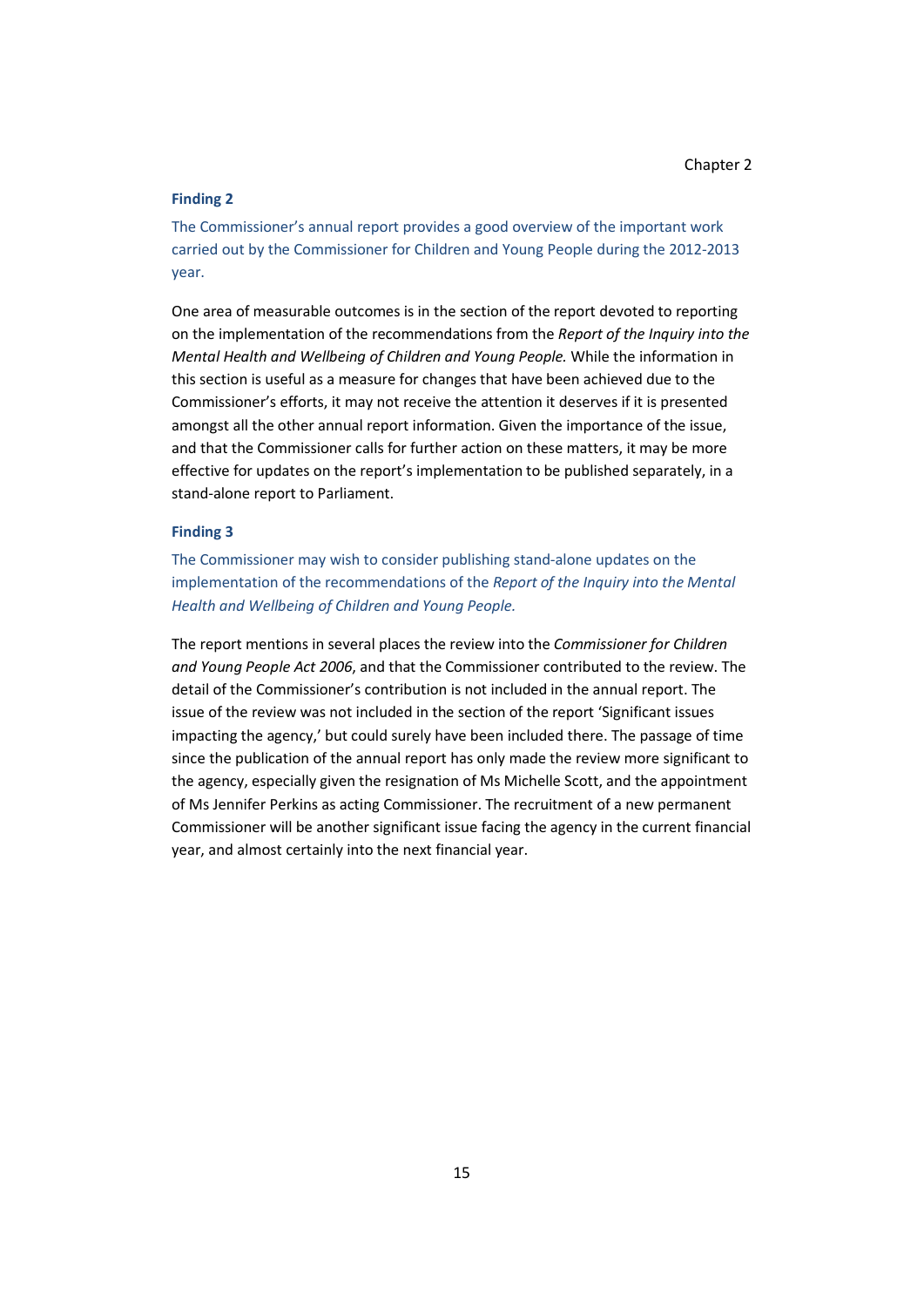### Finding 2

The Commissioner's annual report provides a good overview of the important work carried out by the Commissioner for Children and Young People during the 2012-2013 year.

One area of measurable outcomes is in the section of the report devoted to reporting on the implementation of the recommendations from the *Report of the Inquiry into the Mental Health and Wellbeing of Children and Young People.* While the information in this section is useful as a measure for changes that have been achieved due to the Commissioner's efforts, it may not receive the attention it deserves if it is presented amongst all the other annual report information. Given the importance of the issue, and that the Commissioner calls for further action on these matters, it may be more effective for updates on the report's implementation to be published separately, in a stand-alone report to Parliament.

### Finding 3

The Commissioner may wish to consider publishing stand-alone updates on the implementation of the recommendations of the *Report of the Inquiry into the Mental Health and Wellbeing of Children and Young People.*

The report mentions in several places the review into the *Commissioner for Children and Young People Act 2006*, and that the Commissioner contributed to the review. The detail of the Commissioner's contribution is not included in the annual report. The issue of the review was not included in the section of the report 'Significant issues impacting the agency,' but could surely have been included there. The passage of time since the publication of the annual report has only made the review more significant to the agency, especially given the resignation of Ms Michelle Scott, and the appointment of Ms Jennifer Perkins as acting Commissioner. The recruitment of a new permanent Commissioner will be another significant issue facing the agency in the current financial year, and almost certainly into the next financial year.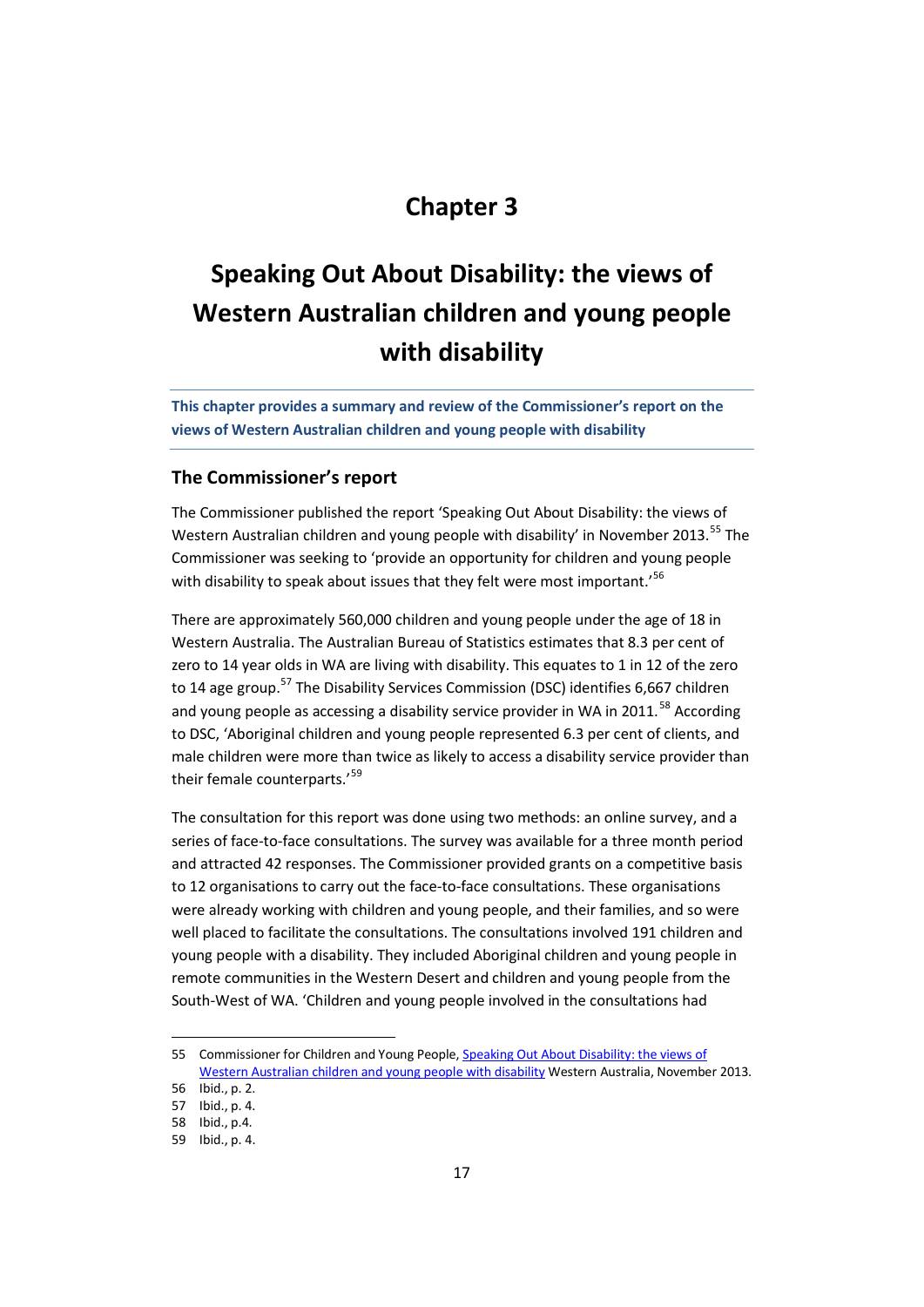# Chapter 3

# Speaking Out About Disability: the views of Western Australian children and young people with disability

**This chapter provides a summary and review of the Commissioner's report on the views of Western Australian children and young people with disability**

## The Commissioner's report

The Commissioner published the report 'Speaking Out About Disability: the views of Western Australian children and young people with disability' in November 2013.[55] The Commissioner was seeking to 'provide an opportunity for children and young people with disability to speak about issues that they felt were most important.'[56]

There are approximately 560,000 children and young people under the age of 18 in Western Australia. The Australian Bureau of Statistics estimates that 8.3 per cent of zero to 14 year olds in WA are living with disability. This equates to 1 in 12 of the zero to 14 age group.[57] The Disability Services Commission (DSC) identifies 6,667 children and young people as accessing a disability service provider in WA in 2011.[58] According to DSC, 'Aboriginal children and young people represented 6.3 per cent of clients, and male children were more than twice as likely to access a disability service provider than their female counterparts.'[59]

The consultation for this report was done using two methods: an online survey, and a series of face-to-face consultations. The survey was available for a three month period and attracted 42 responses. The Commissioner provided grants on a competitive basis to 12 organisations to carry out the face-to-face consultations. These organisations were already working with children and young people, and their families, and so were well placed to facilitate the consultations. The consultations involved 191 children and young people with a disability. They included Aboriginal children and young people in remote communities in the Western Desert and children and young people from the South-West of WA. 'Children and young people involved in the consultations had

---

55 Commissioner for Children and Young People, Speaking Out About Disability: the views of Western Australian children and young people with disability Western Australia, November 2013.

56 Ibid., p. 2.

57 Ibid., p. 4.

58 Ibid., p.4.

59 Ibid., p. 4.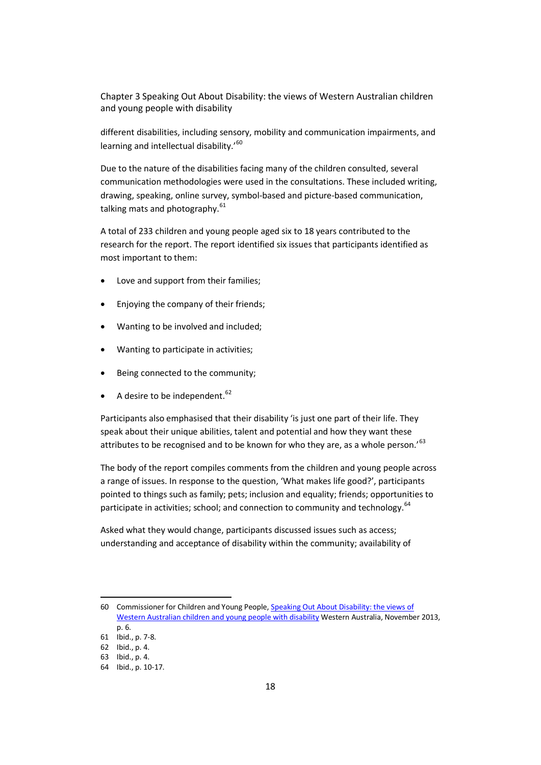different disabilities, including sensory, mobility and communication impairments, and learning and intellectual disability.'[60]

Due to the nature of the disabilities facing many of the children consulted, several communication methodologies were used in the consultations. These included writing, drawing, speaking, online survey, symbol-based and picture-based communication, talking mats and photography.[61]

A total of 233 children and young people aged six to 18 years contributed to the research for the report. The report identified six issues that participants identified as most important to them:

- Love and support from their families;
- Enjoying the company of their friends;
- Wanting to be involved and included;
- Wanting to participate in activities;
- Being connected to the community;
- A desire to be independent.[62]

Participants also emphasised that their disability 'is just one part of their life. They speak about their unique abilities, talent and potential and how they want these attributes to be recognised and to be known for who they are, as a whole person.'[63]

The body of the report compiles comments from the children and young people across a range of issues. In response to the question, 'What makes life good?', participants pointed to things such as family; pets; inclusion and equality; friends; opportunities to participate in activities; school; and connection to community and technology.[64]

Asked what they would change, participants discussed issues such as access; understanding and acceptance of disability within the community; availability of

---

60 Commissioner for Children and Young People, [Speaking Out About Disability: the views of Western Australian children and young people with disability]() Western Australia, November 2013, p. 6.

61 Ibid., p. 7-8.

62 Ibid., p. 4.

63 Ibid., p. 4.

64 Ibid., p. 10-17.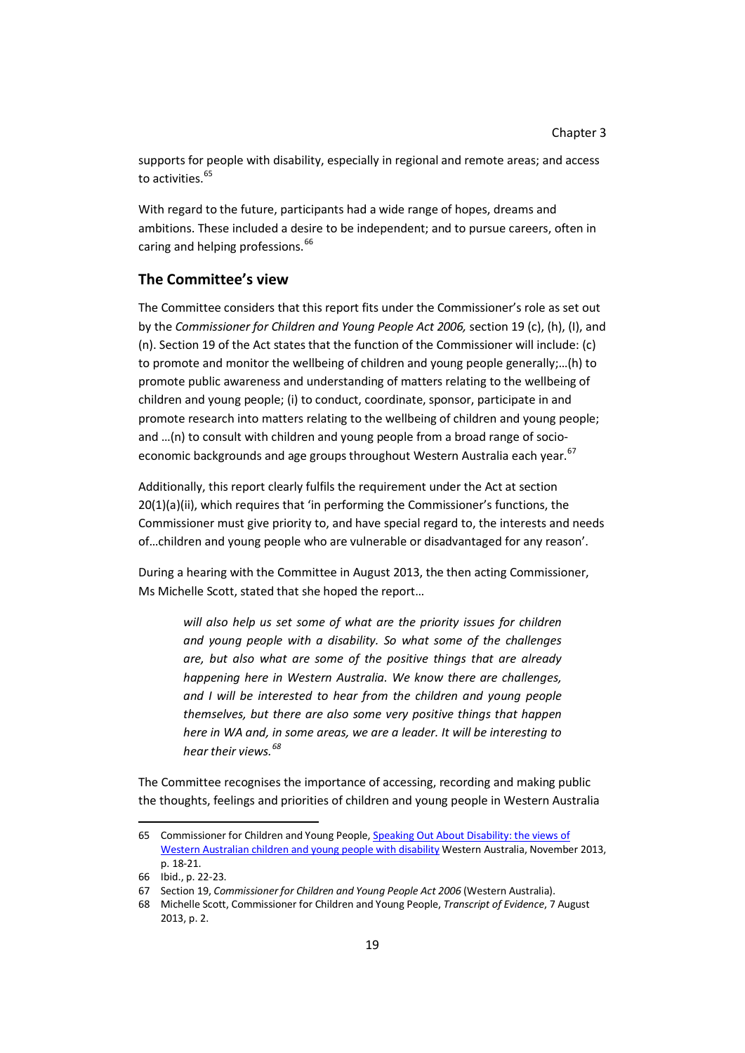supports for people with disability, especially in regional and remote areas; and access to activities.[65]

With regard to the future, participants had a wide range of hopes, dreams and ambitions. These included a desire to be independent; and to pursue careers, often in caring and helping professions.[66]

## The Committee's view

The Committee considers that this report fits under the Commissioner's role as set out by the *Commissioner for Children and Young People Act 2006,* section 19 (c), (h), (I), and (n). Section 19 of the Act states that the function of the Commissioner will include: (c) to promote and monitor the wellbeing of children and young people generally;…(h) to promote public awareness and understanding of matters relating to the wellbeing of children and young people; (i) to conduct, coordinate, sponsor, participate in and promote research into matters relating to the wellbeing of children and young people; and …(n) to consult with children and young people from a broad range of socio-economic backgrounds and age groups throughout Western Australia each year.[67]

Additionally, this report clearly fulfils the requirement under the Act at section 20(1)(a)(ii), which requires that 'in performing the Commissioner's functions, the Commissioner must give priority to, and have special regard to, the interests and needs of…children and young people who are vulnerable or disadvantaged for any reason'.

During a hearing with the Committee in August 2013, the then acting Commissioner, Ms Michelle Scott, stated that she hoped the report…

> *will also help us set some of what are the priority issues for children and young people with a disability. So what some of the challenges are, but also what are some of the positive things that are already happening here in Western Australia. We know there are challenges, and I will be interested to hear from the children and young people themselves, but there are also some very positive things that happen here in WA and, in some areas, we are a leader. It will be interesting to hear their views.*[68]

The Committee recognises the importance of accessing, recording and making public the thoughts, feelings and priorities of children and young people in Western Australia

---

65 Commissioner for Children and Young People, Speaking Out About Disability: the views of Western Australian children and young people with disability Western Australia, November 2013, p. 18-21.

66 Ibid., p. 22-23.

67 Section 19, *Commissioner for Children and Young People Act 2006* (Western Australia).

68 Michelle Scott, Commissioner for Children and Young People, *Transcript of Evidence*, 7 August 2013, p. 2.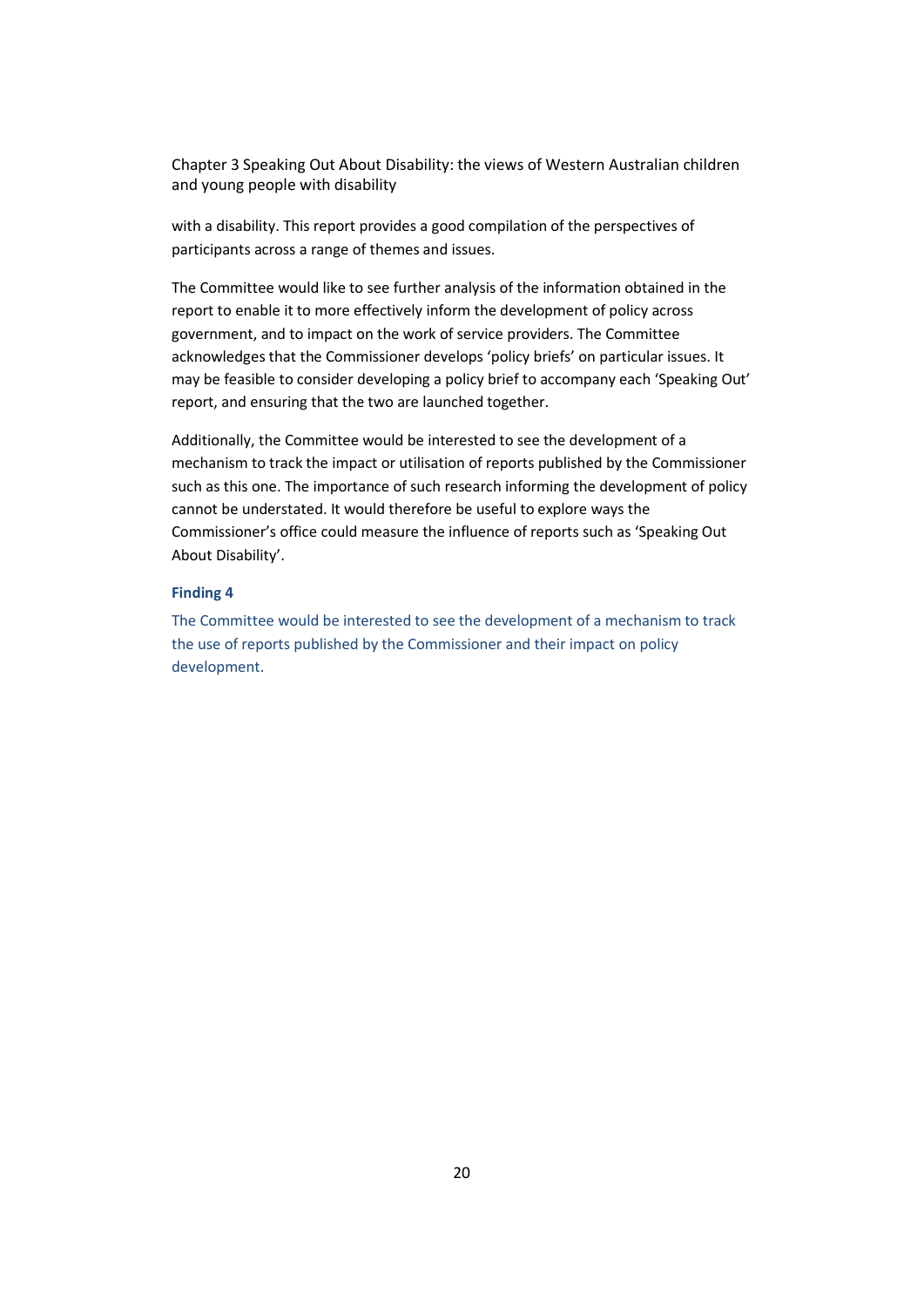with a disability. This report provides a good compilation of the perspectives of participants across a range of themes and issues.

The Committee would like to see further analysis of the information obtained in the report to enable it to more effectively inform the development of policy across government, and to impact on the work of service providers. The Committee acknowledges that the Commissioner develops 'policy briefs' on particular issues. It may be feasible to consider developing a policy brief to accompany each 'Speaking Out' report, and ensuring that the two are launched together.

Additionally, the Committee would be interested to see the development of a mechanism to track the impact or utilisation of reports published by the Commissioner such as this one. The importance of such research informing the development of policy cannot be understated. It would therefore be useful to explore ways the Commissioner's office could measure the influence of reports such as 'Speaking Out About Disability'.

**Finding 4**

The Committee would be interested to see the development of a mechanism to track the use of reports published by the Commissioner and their impact on policy development.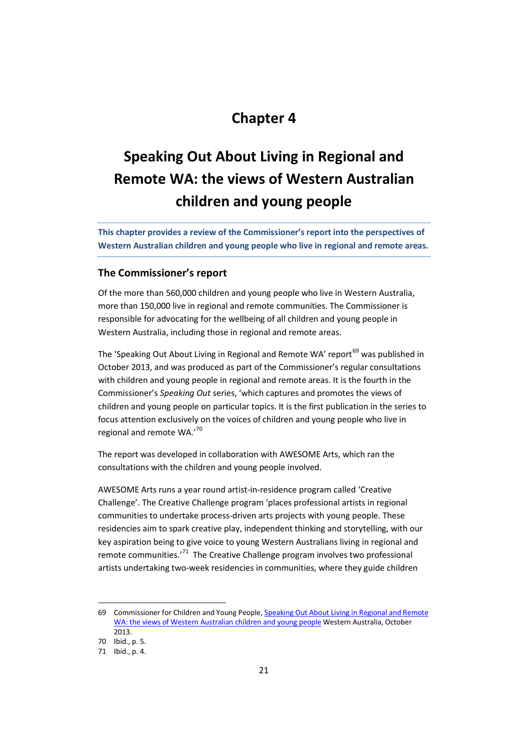# Chapter 4

# Speaking Out About Living in Regional and Remote WA: the views of Western Australian children and young people

**This chapter provides a review of the Commissioner's report into the perspectives of Western Australian children and young people who live in regional and remote areas.**

## The Commissioner's report

Of the more than 560,000 children and young people who live in Western Australia, more than 150,000 live in regional and remote communities. The Commissioner is responsible for advocating for the wellbeing of all children and young people in Western Australia, including those in regional and remote areas.

The 'Speaking Out About Living in Regional and Remote WA' report[69] was published in October 2013, and was produced as part of the Commissioner's regular consultations with children and young people in regional and remote areas. It is the fourth in the Commissioner's *Speaking Out* series, 'which captures and promotes the views of children and young people on particular topics. It is the first publication in the series to focus attention exclusively on the voices of children and young people who live in regional and remote WA.'[70]

The report was developed in collaboration with AWESOME Arts, which ran the consultations with the children and young people involved.

AWESOME Arts runs a year round artist-in-residence program called 'Creative Challenge'. The Creative Challenge program 'places professional artists in regional communities to undertake process-driven arts projects with young people. These residencies aim to spark creative play, independent thinking and storytelling, with our key aspiration being to give voice to young Western Australians living in regional and remote communities.'[71] The Creative Challenge program involves two professional artists undertaking two-week residencies in communities, where they guide children

---

69 Commissioner for Children and Young People, Speaking Out About Living in Regional and Remote WA: the views of Western Australian children and young people Western Australia, October 2013.

70 Ibid., p. 5.

71 Ibid., p. 4.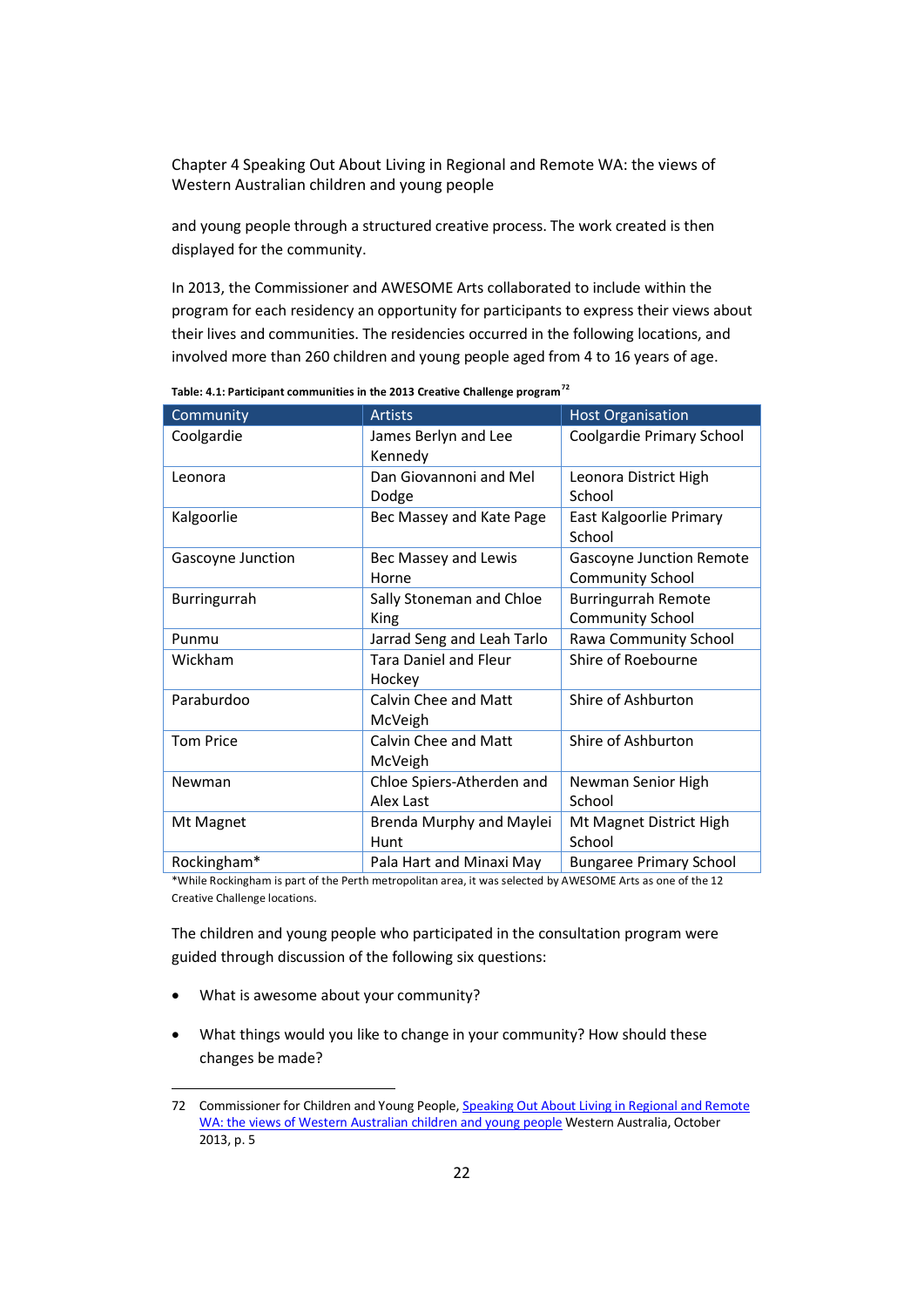and young people through a structured creative process. The work created is then displayed for the community.

In 2013, the Commissioner and AWESOME Arts collaborated to include within the program for each residency an opportunity for participants to express their views about their lives and communities. The residencies occurred in the following locations, and involved more than 260 children and young people aged from 4 to 16 years of age.

**Table: 4.1: Participant communities in the 2013 Creative Challenge program**[72]

| Community | Artists | Host Organisation |
|---|---|---|
| Coolgardie | James Berlyn and Lee Kennedy | Coolgardie Primary School |
| Leonora | Dan Giovannoni and Mel Dodge | Leonora District High School |
| Kalgoorlie | Bec Massey and Kate Page | East Kalgoorlie Primary School |
| Gascoyne Junction | Bec Massey and Lewis Horne | Gascoyne Junction Remote Community School |
| Burringurrah | Sally Stoneman and Chloe King | Burringurrah Remote Community School |
| Punmu | Jarrad Seng and Leah Tarlo | Rawa Community School |
| Wickham | Tara Daniel and Fleur Hockey | Shire of Roebourne |
| Paraburdoo | Calvin Chee and Matt McVeigh | Shire of Ashburton |
| Tom Price | Calvin Chee and Matt McVeigh | Shire of Ashburton |
| Newman | Chloe Spiers-Atherden and Alex Last | Newman Senior High School |
| Mt Magnet | Brenda Murphy and Maylei Hunt | Mt Magnet District High School |
| Rockingham* | Pala Hart and Minaxi May | Bungaree Primary School |

*While Rockingham is part of the Perth metropolitan area, it was selected by AWESOME Arts as one of the 12 Creative Challenge locations.

The children and young people who participated in the consultation program were guided through discussion of the following six questions:

- What is awesome about your community?
- What things would you like to change in your community? How should these changes be made?

---

72 Commissioner for Children and Young People, Speaking Out About Living in Regional and Remote WA: the views of Western Australian children and young people Western Australia, October 2013, p. 5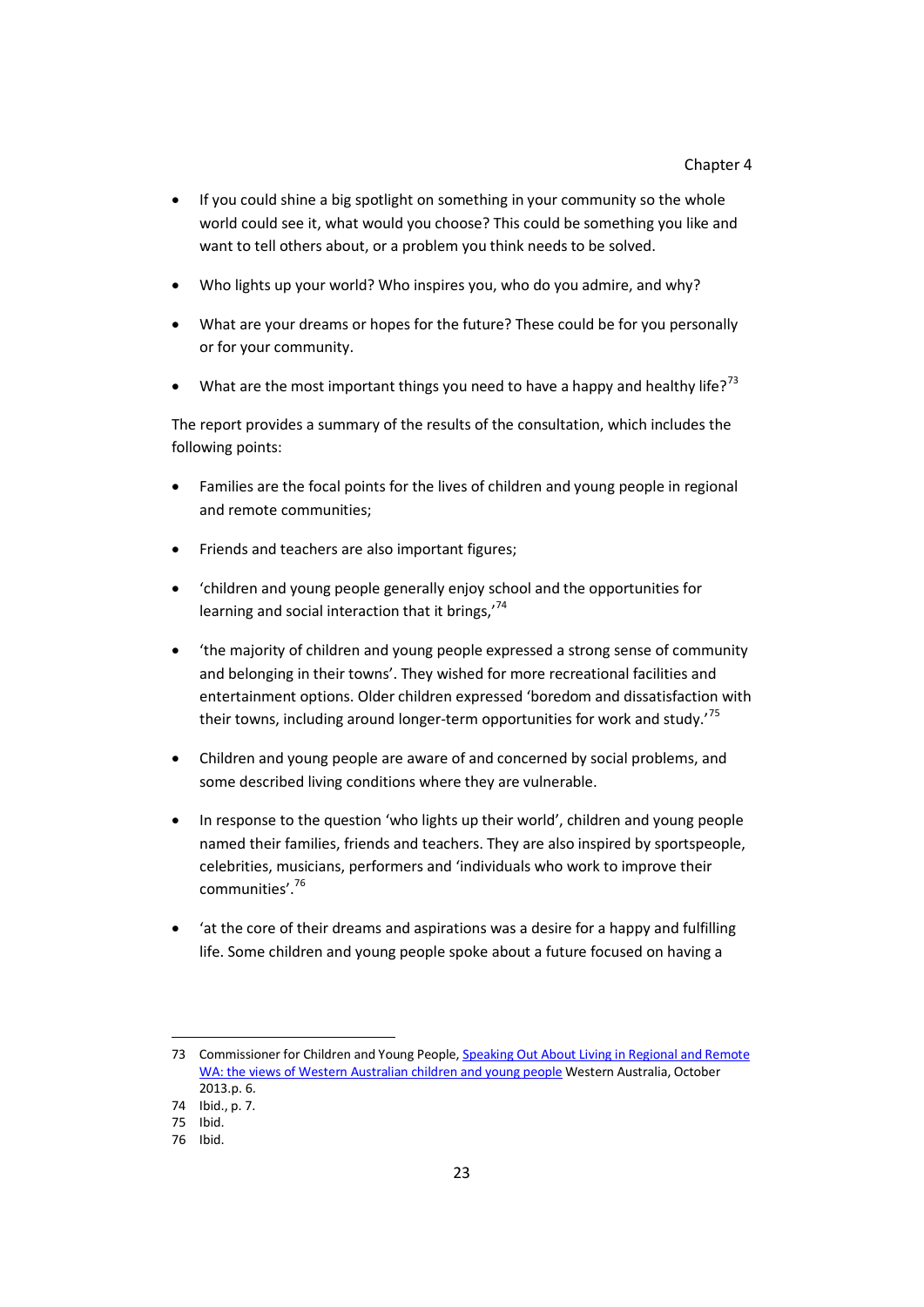- If you could shine a big spotlight on something in your community so the whole world could see it, what would you choose? This could be something you like and want to tell others about, or a problem you think needs to be solved.
- Who lights up your world? Who inspires you, who do you admire, and why?
- What are your dreams or hopes for the future? These could be for you personally or for your community.
- What are the most important things you need to have a happy and healthy life?[73]

The report provides a summary of the results of the consultation, which includes the following points:

- Families are the focal points for the lives of children and young people in regional and remote communities;
- Friends and teachers are also important figures;
- 'children and young people generally enjoy school and the opportunities for learning and social interaction that it brings,'[74]
- 'the majority of children and young people expressed a strong sense of community and belonging in their towns'. They wished for more recreational facilities and entertainment options. Older children expressed 'boredom and dissatisfaction with their towns, including around longer-term opportunities for work and study.'[75]
- Children and young people are aware of and concerned by social problems, and some described living conditions where they are vulnerable.
- In response to the question 'who lights up their world', children and young people named their families, friends and teachers. They are also inspired by sportspeople, celebrities, musicians, performers and 'individuals who work to improve their communities'.[76]
- 'at the core of their dreams and aspirations was a desire for a happy and fulfilling life. Some children and young people spoke about a future focused on having a

---

73 Commissioner for Children and Young People, [Speaking Out About Living in Regional and Remote WA: the views of Western Australian children and young people]() Western Australia, October 2013.p. 6.

74 Ibid., p. 7.

75 Ibid.

76 Ibid.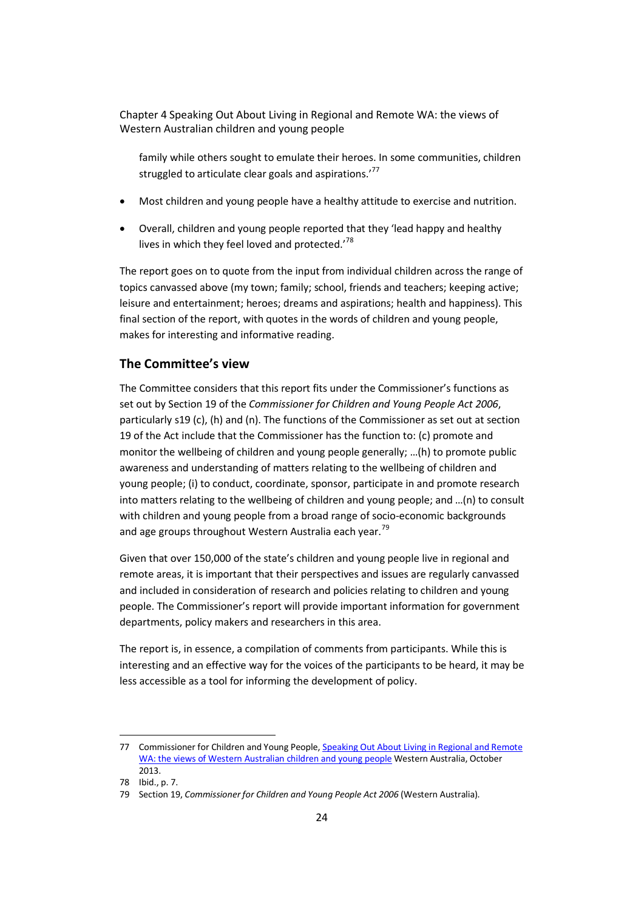family while others sought to emulate their heroes. In some communities, children struggled to articulate clear goals and aspirations.'[77]

- Most children and young people have a healthy attitude to exercise and nutrition.
- Overall, children and young people reported that they 'lead happy and healthy lives in which they feel loved and protected.'[78]

The report goes on to quote from the input from individual children across the range of topics canvassed above (my town; family; school, friends and teachers; keeping active; leisure and entertainment; heroes; dreams and aspirations; health and happiness). This final section of the report, with quotes in the words of children and young people, makes for interesting and informative reading.

## The Committee's view

The Committee considers that this report fits under the Commissioner's functions as set out by Section 19 of the *Commissioner for Children and Young People Act 2006*, particularly s19 (c), (h) and (n). The functions of the Commissioner as set out at section 19 of the Act include that the Commissioner has the function to: (c) promote and monitor the wellbeing of children and young people generally; …(h) to promote public awareness and understanding of matters relating to the wellbeing of children and young people; (i) to conduct, coordinate, sponsor, participate in and promote research into matters relating to the wellbeing of children and young people; and …(n) to consult with children and young people from a broad range of socio-economic backgrounds and age groups throughout Western Australia each year.[79]

Given that over 150,000 of the state's children and young people live in regional and remote areas, it is important that their perspectives and issues are regularly canvassed and included in consideration of research and policies relating to children and young people. The Commissioner's report will provide important information for government departments, policy makers and researchers in this area.

The report is, in essence, a compilation of comments from participants. While this is interesting and an effective way for the voices of the participants to be heard, it may be less accessible as a tool for informing the development of policy.

---

77 Commissioner for Children and Young People, Speaking Out About Living in Regional and Remote WA: the views of Western Australian children and young people Western Australia, October 2013.

78 Ibid., p. 7.

79 Section 19, *Commissioner for Children and Young People Act 2006* (Western Australia).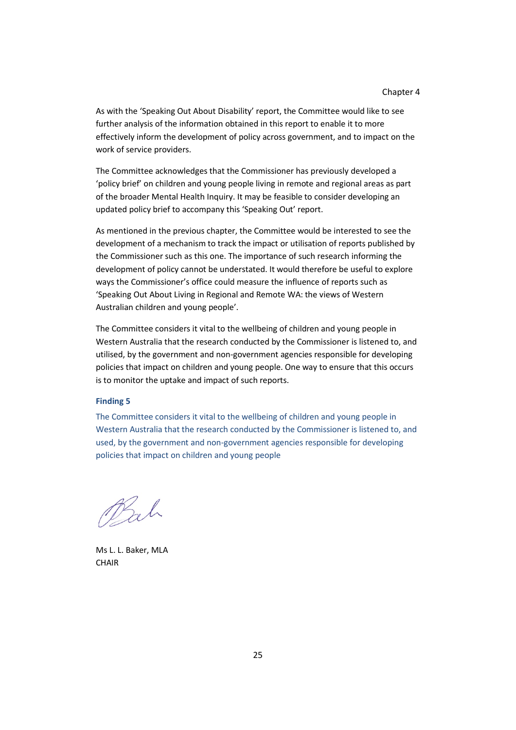As with the 'Speaking Out About Disability' report, the Committee would like to see further analysis of the information obtained in this report to enable it to more effectively inform the development of policy across government, and to impact on the work of service providers.

The Committee acknowledges that the Commissioner has previously developed a 'policy brief' on children and young people living in remote and regional areas as part of the broader Mental Health Inquiry. It may be feasible to consider developing an updated policy brief to accompany this 'Speaking Out' report.

As mentioned in the previous chapter, the Committee would be interested to see the development of a mechanism to track the impact or utilisation of reports published by the Commissioner such as this one. The importance of such research informing the development of policy cannot be understated. It would therefore be useful to explore ways the Commissioner's office could measure the influence of reports such as 'Speaking Out About Living in Regional and Remote WA: the views of Western Australian children and young people'.

The Committee considers it vital to the wellbeing of children and young people in Western Australia that the research conducted by the Commissioner is listened to, and utilised, by the government and non-government agencies responsible for developing policies that impact on children and young people. One way to ensure that this occurs is to monitor the uptake and impact of such reports.

**Finding 5**

The Committee considers it vital to the wellbeing of children and young people in Western Australia that the research conducted by the Commissioner is listened to, and used, by the government and non-government agencies responsible for developing policies that impact on children and young people

Ms L. L. Baker, MLA
CHAIR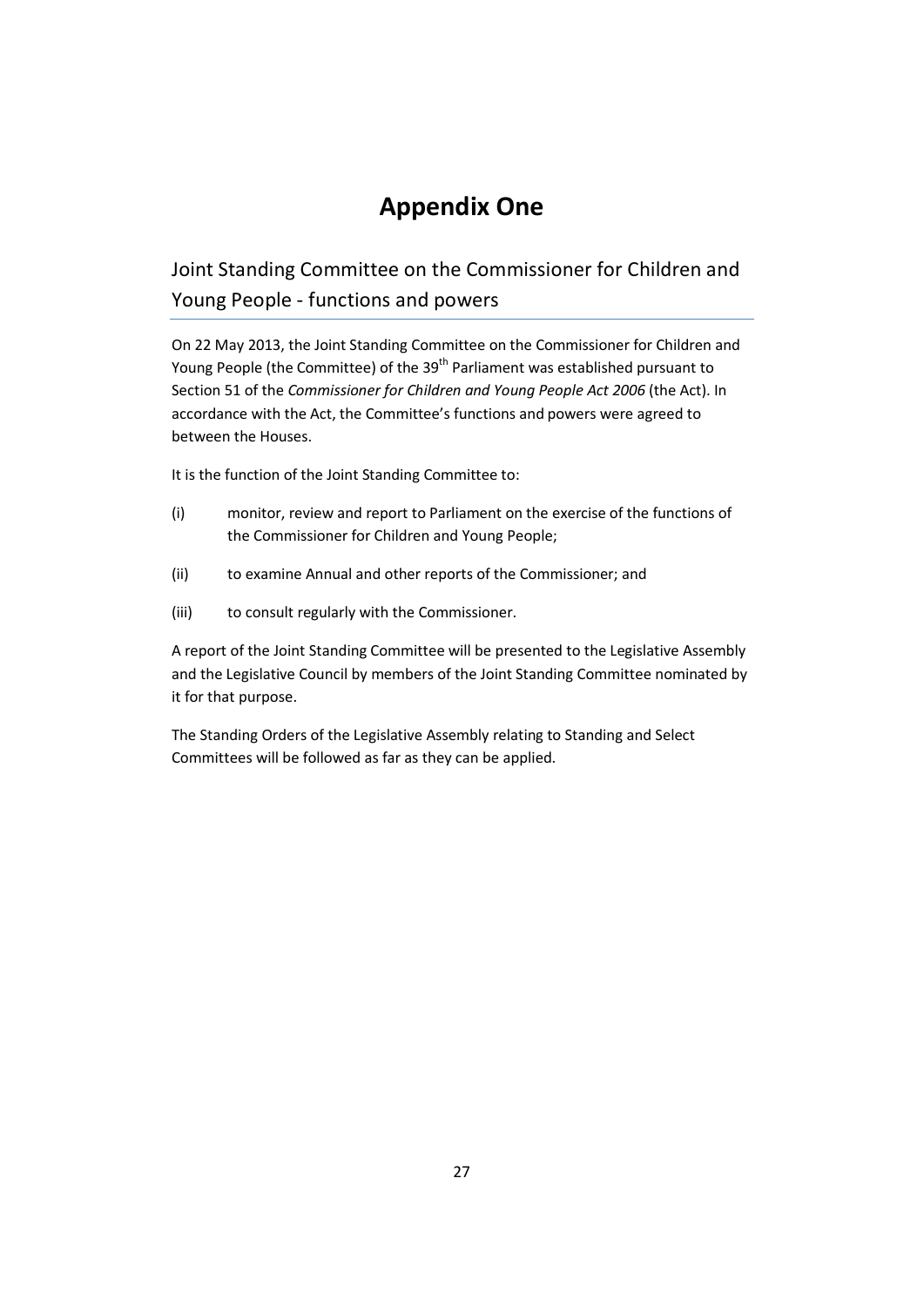# Appendix One

## Joint Standing Committee on the Commissioner for Children and Young People - functions and powers

On 22 May 2013, the Joint Standing Committee on the Commissioner for Children and Young People (the Committee) of the 39th Parliament was established pursuant to Section 51 of the *Commissioner for Children and Young People Act 2006* (the Act). In accordance with the Act, the Committee's functions and powers were agreed to between the Houses.

It is the function of the Joint Standing Committee to:

(i) monitor, review and report to Parliament on the exercise of the functions of the Commissioner for Children and Young People;

(ii) to examine Annual and other reports of the Commissioner; and

(iii) to consult regularly with the Commissioner.

A report of the Joint Standing Committee will be presented to the Legislative Assembly and the Legislative Council by members of the Joint Standing Committee nominated by it for that purpose.

The Standing Orders of the Legislative Assembly relating to Standing and Select Committees will be followed as far as they can be applied.